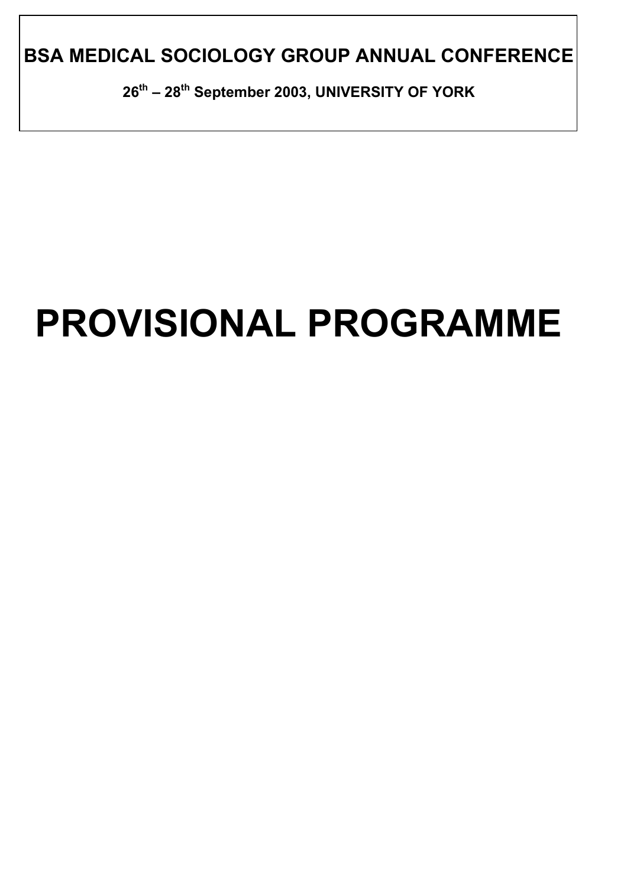**BSA MEDICAL SOCIOLOGY GROUP ANNUAL CONFERENCE**

**26th – 28th September 2003, UNIVERSITY OF YORK**

# PROVISIONAL PROGRAMME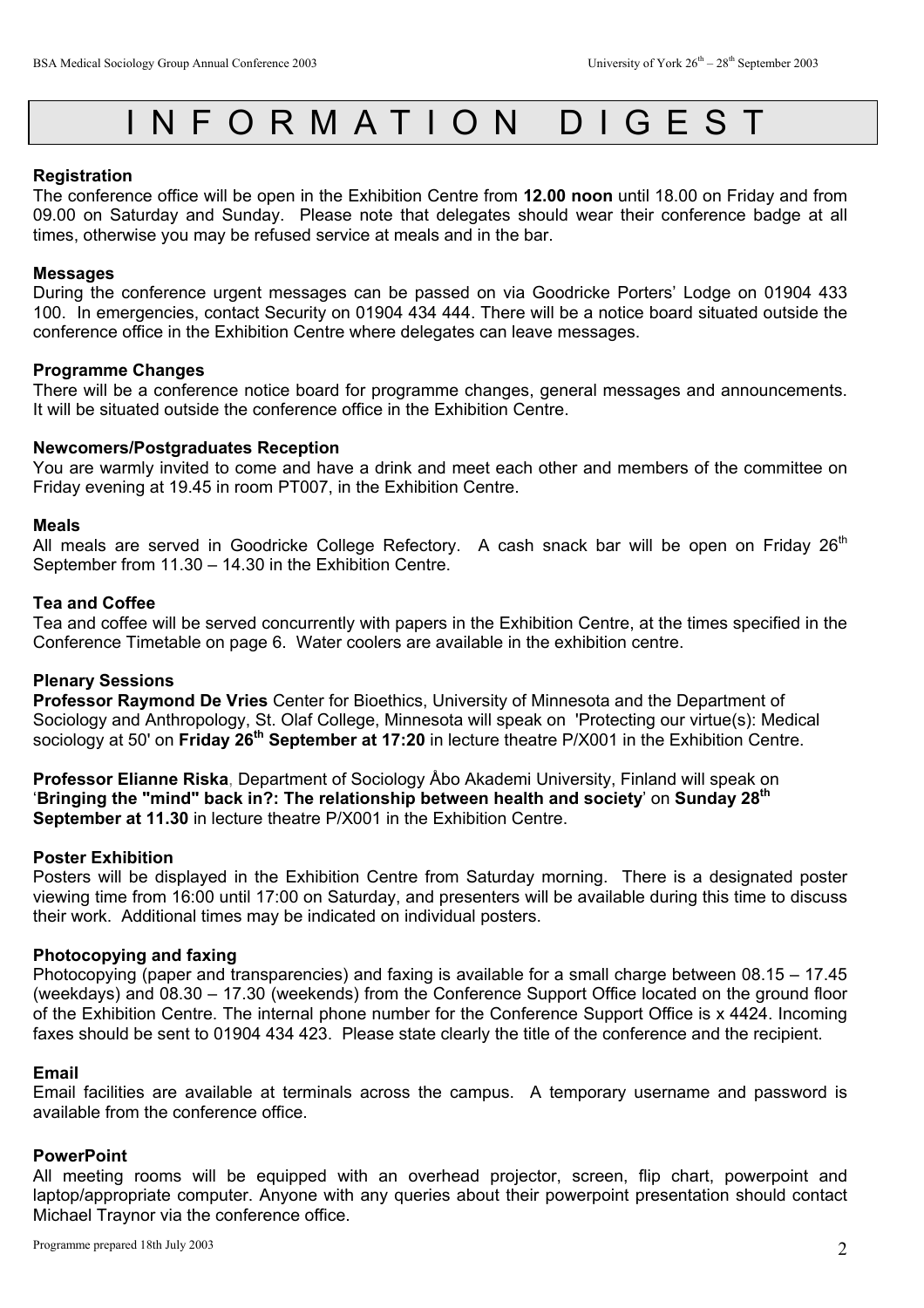# INFORMATION DIGEST

### Registration

The conference office will be open in the Exhibition Centre from **12.00 noon** until 18.00 on Friday and from 09.00 on Saturday and Sunday. Please note that delegates should wear their conference badge at all times, otherwise you may be refused service at meals and in the bar.

### Messages

During the conference urgent messages can be passed on via Goodricke Porters' Lodge on 01904 433 100. In emergencies, contact Security on 01904 434 444. There will be a notice board situated outside the conference office in the Exhibition Centre where delegates can leave messages.

### Programme Changes

There will be a conference notice board for programme changes, general messages and announcements. It will be situated outside the conference office in the Exhibition Centre.

### Newcomers/Postgraduates Reception

You are warmly invited to come and have a drink and meet each other and members of the committee on Friday evening at 19.45 in room PT007, in the Exhibition Centre.

### Meals

All meals are served in Goodricke College Refectory. A cash snack bar will be open on Friday 26th September from 11.30 – 14.30 in the Exhibition Centre.

### Tea and Coffee

Tea and coffee will be served concurrently with papers in the Exhibition Centre, at the times specified in the Conference Timetable on page 6. Water coolers are available in the exhibition centre.

### Plenary Sessions

**Professor Raymond De Vries** Center for Bioethics, University of Minnesota and the Department of Sociology and Anthropology, St. Olaf College, Minnesota will speak on 'Protecting our virtue(s): Medical sociology at 50' on **Friday 26th September at 17:20** in lecture theatre P/X001 in the Exhibition Centre.

**Professor Elianne Riska**, Department of Sociology Åbo Akademi University, Finland will speak on '**Bringing the "mind" back in?: The relationship between health and society**' on **Sunday 28th September at 11.30** in lecture theatre P/X001 in the Exhibition Centre.

### Poster Exhibition

Posters will be displayed in the Exhibition Centre from Saturday morning. There is a designated poster viewing time from 16:00 until 17:00 on Saturday, and presenters will be available during this time to discuss their work. Additional times may be indicated on individual posters.

### Photocopying and faxing

Photocopying (paper and transparencies) and faxing is available for a small charge between 08.15 – 17.45 (weekdays) and 08.30 – 17.30 (weekends) from the Conference Support Office located on the ground floor of the Exhibition Centre. The internal phone number for the Conference Support Office is x 4424. Incoming faxes should be sent to 01904 434 423. Please state clearly the title of the conference and the recipient.

### Email

Email facilities are available at terminals across the campus. A temporary username and password is available from the conference office.

### PowerPoint

All meeting rooms will be equipped with an overhead projector, screen, flip chart, powerpoint and laptop/appropriate computer. Anyone with any queries about their powerpoint presentation should contact Michael Traynor via the conference office.

Programme prepared 18th July 2003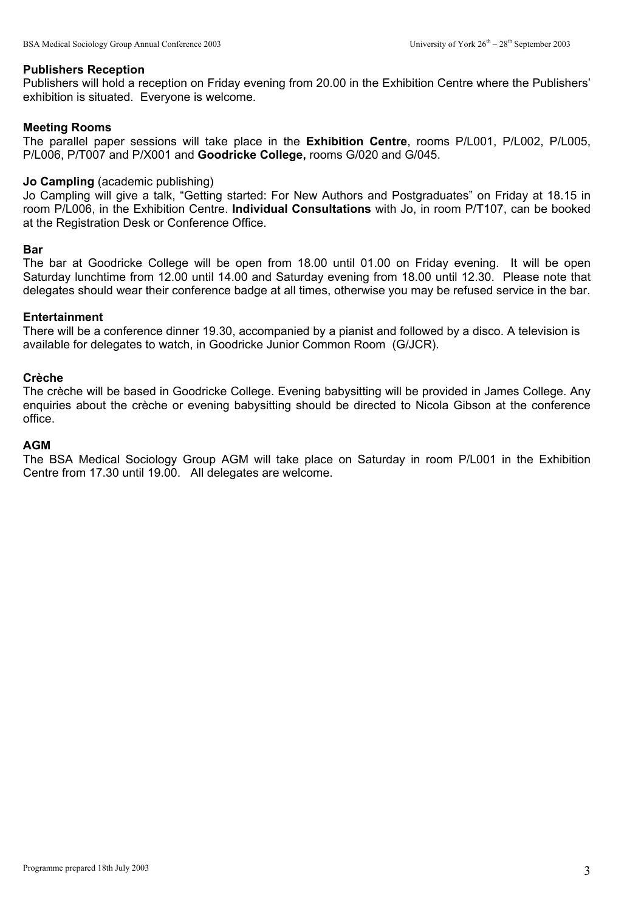### Publishers Reception

Publishers will hold a reception on Friday evening from 20.00 in the Exhibition Centre where the Publishers' exhibition is situated. Everyone is welcome.

### Meeting Rooms

The parallel paper sessions will take place in the **Exhibition Centre**, rooms P/L001, P/L002, P/L005, P/L006, P/T007 and P/X001 and **Goodricke College,** rooms G/020 and G/045.

### Jo Campling (academic publishing)

Jo Campling will give a talk, "Getting started: For New Authors and Postgraduates" on Friday at 18.15 in room P/L006, in the Exhibition Centre. **Individual Consultations** with Jo, in room P/T107, can be booked at the Registration Desk or Conference Office.

### Bar

The bar at Goodricke College will be open from 18.00 until 01.00 on Friday evening. It will be open Saturday lunchtime from 12.00 until 14.00 and Saturday evening from 18.00 until 12.30. Please note that delegates should wear their conference badge at all times, otherwise you may be refused service in the bar.

### Entertainment

There will be a conference dinner 19.30, accompanied by a pianist and followed by a disco. A television is available for delegates to watch, in Goodricke Junior Common Room (G/JCR).

### Crèche

The crèche will be based in Goodricke College. Evening babysitting will be provided in James College. Any enquiries about the crèche or evening babysitting should be directed to Nicola Gibson at the conference office.

### AGM

The BSA Medical Sociology Group AGM will take place on Saturday in room P/L001 in the Exhibition Centre from 17.30 until 19.00. All delegates are welcome.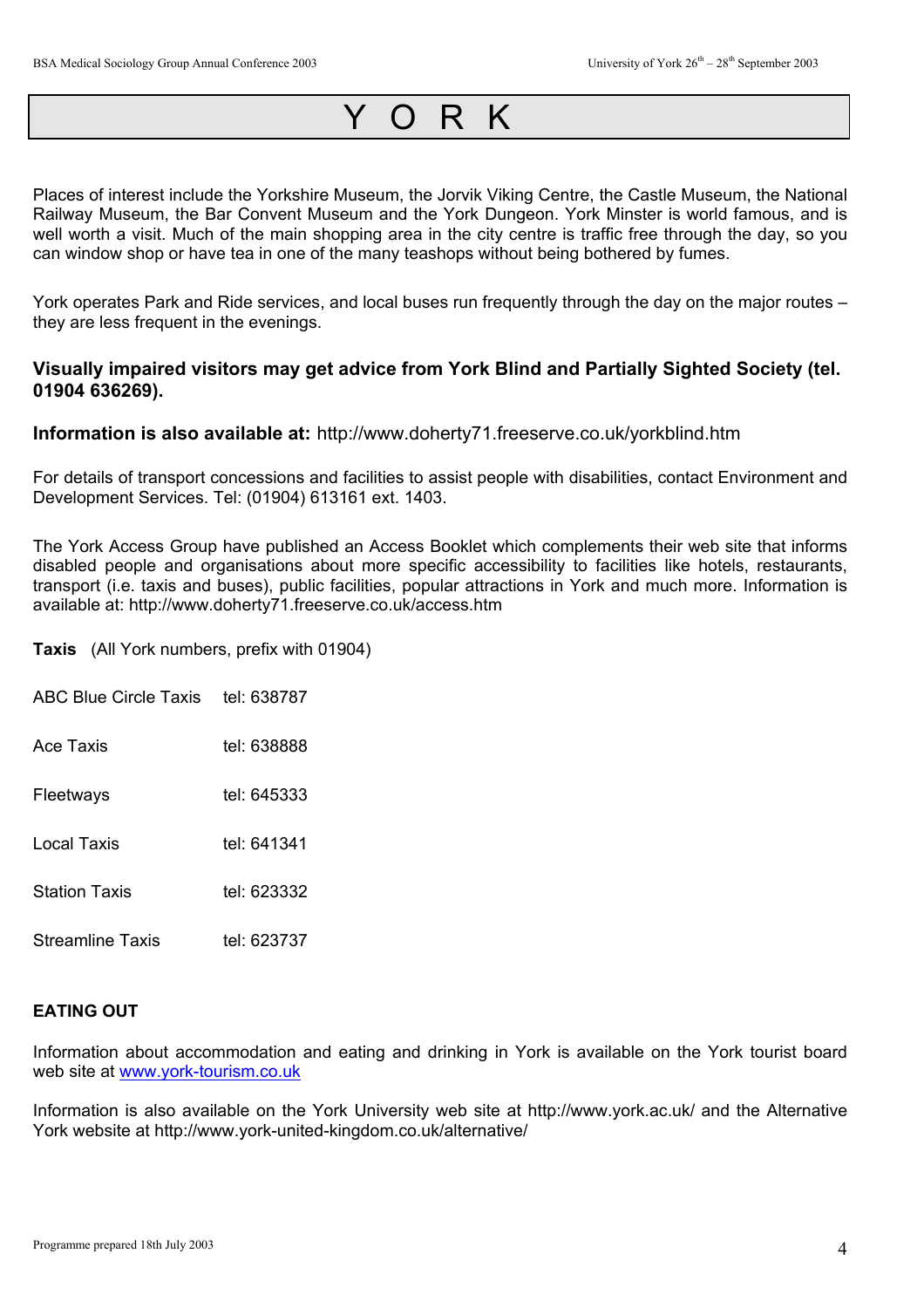# Y O R K

Places of interest include the Yorkshire Museum, the Jorvik Viking Centre, the Castle Museum, the National Railway Museum, the Bar Convent Museum and the York Dungeon. York Minster is world famous, and is well worth a visit. Much of the main shopping area in the city centre is traffic free through the day, so you can window shop or have tea in one of the many teashops without being bothered by fumes.

York operates Park and Ride services, and local buses run frequently through the day on the major routes – they are less frequent in the evenings.

**Visually impaired visitors may get advice from York Blind and Partially Sighted Society (tel. 01904 636269).**

**Information is also available at:** http://www.doherty71.freeserve.co.uk/yorkblind.htm

For details of transport concessions and facilities to assist people with disabilities, contact Environment and Development Services. Tel: (01904) 613161 ext. 1403.

The York Access Group have published an Access Booklet which complements their web site that informs disabled people and organisations about more specific accessibility to facilities like hotels, restaurants, transport (i.e. taxis and buses), public facilities, popular attractions in York and much more. Information is available at: http://www.doherty71.freeserve.co.uk/access.htm

**Taxis** (All York numbers, prefix with 01904)

| | |
|---|---|
| ABC Blue Circle Taxis | tel: 638787 |
| Ace Taxis | tel: 638888 |
| Fleetways | tel: 645333 |
| Local Taxis | tel: 641341 |
| Station Taxis | tel: 623332 |
| Streamline Taxis | tel: 623737 |

**EATING OUT**

Information about accommodation and eating and drinking in York is available on the York tourist board web site at www.york-tourism.co.uk

Information is also available on the York University web site at http://www.york.ac.uk/ and the Alternative York website at http://www.york-united-kingdom.co.uk/alternative/

Programme prepared 18th July 2003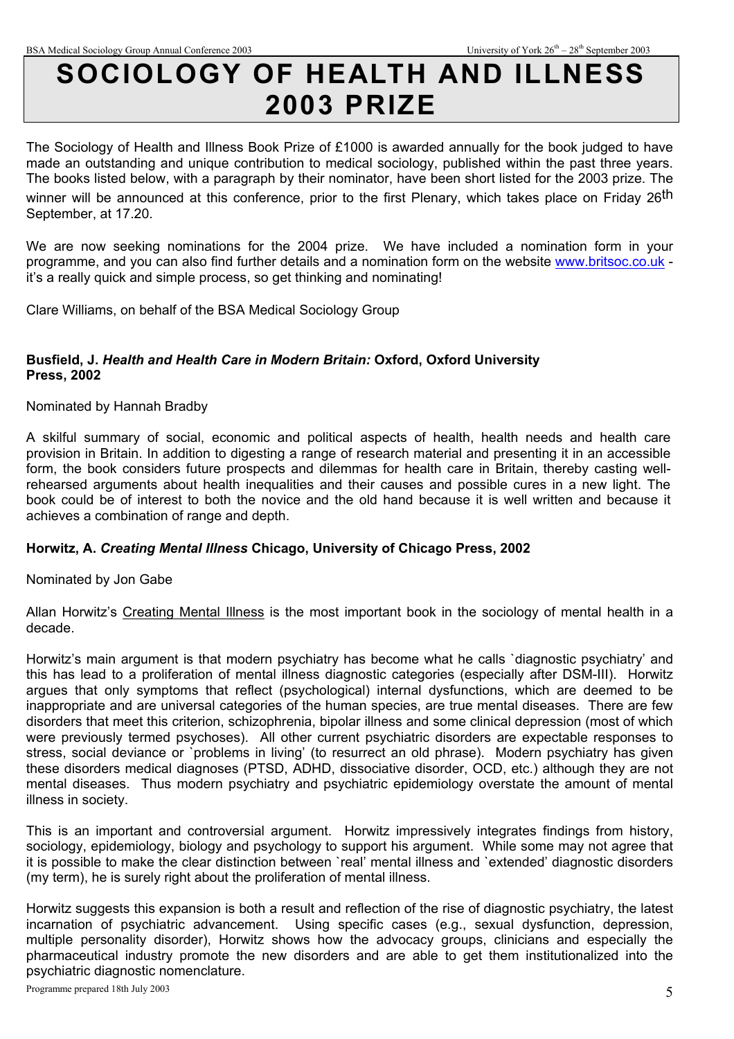# SOCIOLOGY OF HEALTH AND ILLNESS 2003 PRIZE

The Sociology of Health and Illness Book Prize of £1000 is awarded annually for the book judged to have made an outstanding and unique contribution to medical sociology, published within the past three years. The books listed below, with a paragraph by their nominator, have been short listed for the 2003 prize. The winner will be announced at this conference, prior to the first Plenary, which takes place on Friday 26th September, at 17.20.

We are now seeking nominations for the 2004 prize. We have included a nomination form in your programme, and you can also find further details and a nomination form on the website www.britsoc.co.uk - it's a really quick and simple process, so get thinking and nominating!

Clare Williams, on behalf of the BSA Medical Sociology Group

**Busfield, J. *Health and Health Care in Modern Britain:* Oxford, Oxford University Press, 2002**

Nominated by Hannah Bradby

A skilful summary of social, economic and political aspects of health, health needs and health care provision in Britain. In addition to digesting a range of research material and presenting it in an accessible form, the book considers future prospects and dilemmas for health care in Britain, thereby casting well-rehearsed arguments about health inequalities and their causes and possible cures in a new light. The book could be of interest to both the novice and the old hand because it is well written and because it achieves a combination of range and depth.

**Horwitz, A. *Creating Mental Illness* Chicago, University of Chicago Press, 2002**

Nominated by Jon Gabe

Allan Horwitz's Creating Mental Illness is the most important book in the sociology of mental health in a decade.

Horwitz's main argument is that modern psychiatry has become what he calls `diagnostic psychiatry' and this has lead to a proliferation of mental illness diagnostic categories (especially after DSM-III). Horwitz argues that only symptoms that reflect (psychological) internal dysfunctions, which are deemed to be inappropriate and are universal categories of the human species, are true mental diseases. There are few disorders that meet this criterion, schizophrenia, bipolar illness and some clinical depression (most of which were previously termed psychoses). All other current psychiatric disorders are expectable responses to stress, social deviance or `problems in living' (to resurrect an old phrase). Modern psychiatry has given these disorders medical diagnoses (PTSD, ADHD, dissociative disorder, OCD, etc.) although they are not mental diseases. Thus modern psychiatry and psychiatric epidemiology overstate the amount of mental illness in society.

This is an important and controversial argument. Horwitz impressively integrates findings from history, sociology, epidemiology, biology and psychology to support his argument. While some may not agree that it is possible to make the clear distinction between `real' mental illness and `extended' diagnostic disorders (my term), he is surely right about the proliferation of mental illness.

Horwitz suggests this expansion is both a result and reflection of the rise of diagnostic psychiatry, the latest incarnation of psychiatric advancement. Using specific cases (e.g., sexual dysfunction, depression, multiple personality disorder), Horwitz shows how the advocacy groups, clinicians and especially the pharmaceutical industry promote the new disorders and are able to get them institutionalized into the psychiatric diagnostic nomenclature.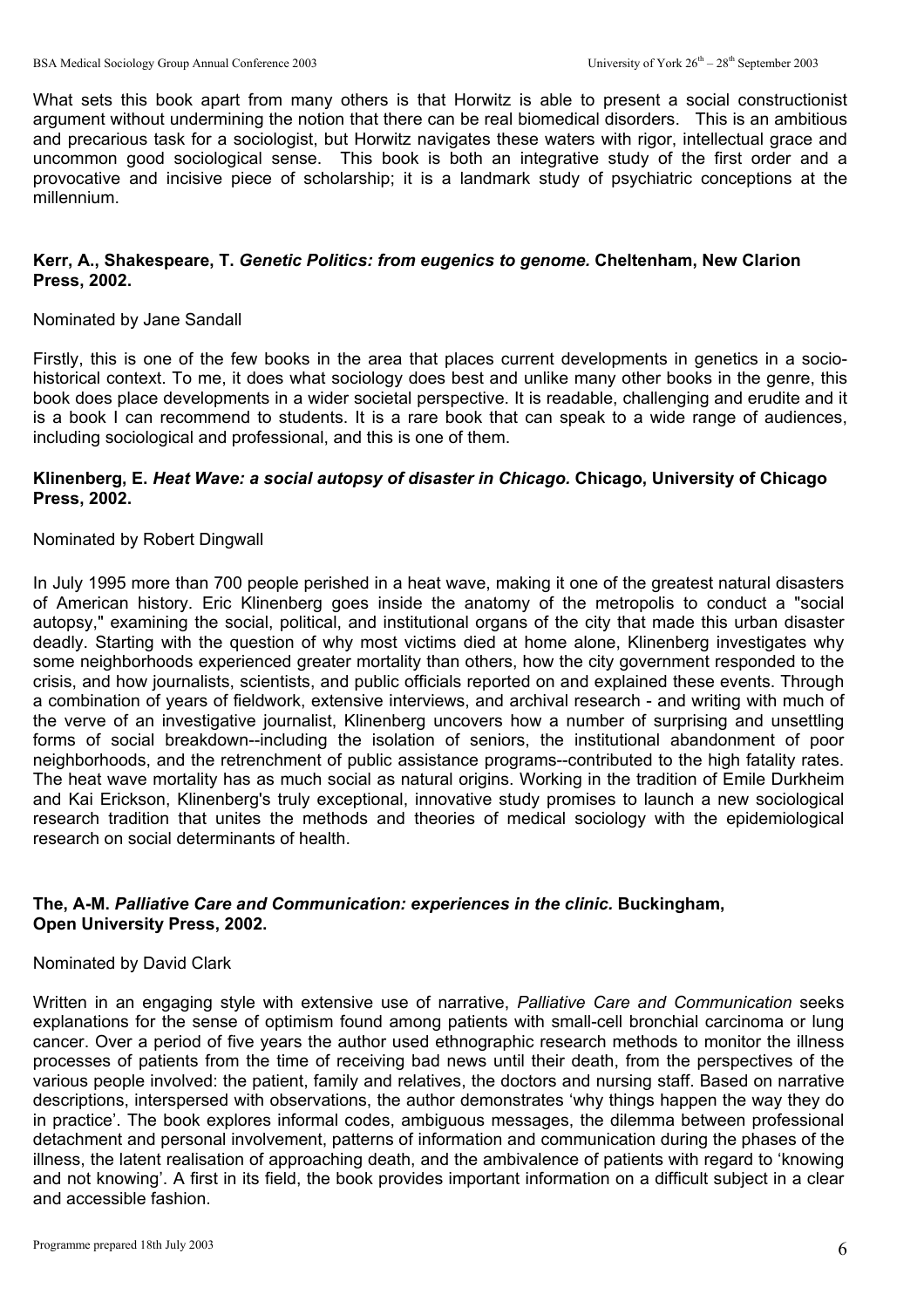What sets this book apart from many others is that Horwitz is able to present a social constructionist argument without undermining the notion that there can be real biomedical disorders. This is an ambitious and precarious task for a sociologist, but Horwitz navigates these waters with rigor, intellectual grace and uncommon good sociological sense. This book is both an integrative study of the first order and a provocative and incisive piece of scholarship; it is a landmark study of psychiatric conceptions at the millennium.

**Kerr, A., Shakespeare, T. *Genetic Politics: from eugenics to genome.* Cheltenham, New Clarion Press, 2002.**

Nominated by Jane Sandall

Firstly, this is one of the few books in the area that places current developments in genetics in a socio-historical context. To me, it does what sociology does best and unlike many other books in the genre, this book does place developments in a wider societal perspective. It is readable, challenging and erudite and it is a book I can recommend to students. It is a rare book that can speak to a wide range of audiences, including sociological and professional, and this is one of them.

**Klinenberg, E. *Heat Wave: a social autopsy of disaster in Chicago.* Chicago, University of Chicago Press, 2002.**

Nominated by Robert Dingwall

In July 1995 more than 700 people perished in a heat wave, making it one of the greatest natural disasters of American history. Eric Klinenberg goes inside the anatomy of the metropolis to conduct a "social autopsy," examining the social, political, and institutional organs of the city that made this urban disaster deadly. Starting with the question of why most victims died at home alone, Klinenberg investigates why some neighborhoods experienced greater mortality than others, how the city government responded to the crisis, and how journalists, scientists, and public officials reported on and explained these events. Through a combination of years of fieldwork, extensive interviews, and archival research - and writing with much of the verve of an investigative journalist, Klinenberg uncovers how a number of surprising and unsettling forms of social breakdown--including the isolation of seniors, the institutional abandonment of poor neighborhoods, and the retrenchment of public assistance programs--contributed to the high fatality rates. The heat wave mortality has as much social as natural origins. Working in the tradition of Emile Durkheim and Kai Erickson, Klinenberg's truly exceptional, innovative study promises to launch a new sociological research tradition that unites the methods and theories of medical sociology with the epidemiological research on social determinants of health.

**The, A-M. *Palliative Care and Communication: experiences in the clinic.* Buckingham, Open University Press, 2002.**

Nominated by David Clark

Written in an engaging style with extensive use of narrative, *Palliative Care and Communication* seeks explanations for the sense of optimism found among patients with small-cell bronchial carcinoma or lung cancer. Over a period of five years the author used ethnographic research methods to monitor the illness processes of patients from the time of receiving bad news until their death, from the perspectives of the various people involved: the patient, family and relatives, the doctors and nursing staff. Based on narrative descriptions, interspersed with observations, the author demonstrates 'why things happen the way they do in practice'. The book explores informal codes, ambiguous messages, the dilemma between professional detachment and personal involvement, patterns of information and communication during the phases of the illness, the latent realisation of approaching death, and the ambivalence of patients with regard to 'knowing and not knowing'. A first in its field, the book provides important information on a difficult subject in a clear and accessible fashion.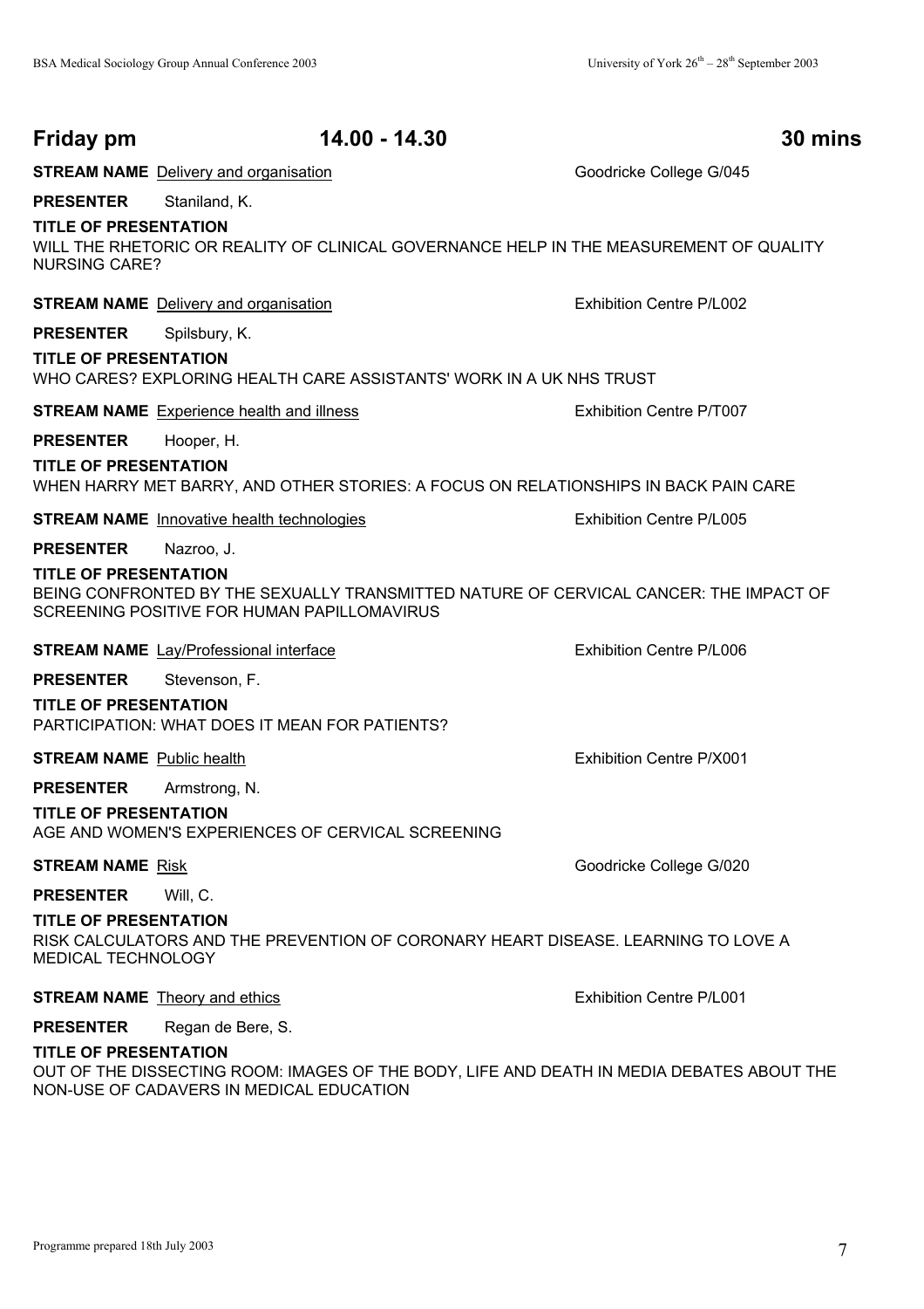## Friday pm 14.00 - 14.30 30 mins

**STREAM NAME** Delivery and organisation — Goodricke College G/045

**PRESENTER** Staniland, K.

**TITLE OF PRESENTATION**
WILL THE RHETORIC OR REALITY OF CLINICAL GOVERNANCE HELP IN THE MEASUREMENT OF QUALITY NURSING CARE?

**STREAM NAME** Delivery and organisation — Exhibition Centre P/L002

**PRESENTER** Spilsbury, K.

**TITLE OF PRESENTATION**
WHO CARES? EXPLORING HEALTH CARE ASSISTANTS' WORK IN A UK NHS TRUST

**STREAM NAME** Experience health and illness — Exhibition Centre P/T007

**PRESENTER** Hooper, H.

**TITLE OF PRESENTATION**
WHEN HARRY MET BARRY, AND OTHER STORIES: A FOCUS ON RELATIONSHIPS IN BACK PAIN CARE

**STREAM NAME** Innovative health technologies — Exhibition Centre P/L005

**PRESENTER** Nazroo, J.

**TITLE OF PRESENTATION**
BEING CONFRONTED BY THE SEXUALLY TRANSMITTED NATURE OF CERVICAL CANCER: THE IMPACT OF SCREENING POSITIVE FOR HUMAN PAPILLOMAVIRUS

**STREAM NAME** Lay/Professional interface — Exhibition Centre P/L006

**PRESENTER** Stevenson, F.

**TITLE OF PRESENTATION**
PARTICIPATION: WHAT DOES IT MEAN FOR PATIENTS?

**STREAM NAME** Public health — Exhibition Centre P/X001

**PRESENTER** Armstrong, N.

**TITLE OF PRESENTATION**
AGE AND WOMEN'S EXPERIENCES OF CERVICAL SCREENING

**STREAM NAME** Risk — Goodricke College G/020

**PRESENTER** Will, C.

**TITLE OF PRESENTATION**
RISK CALCULATORS AND THE PREVENTION OF CORONARY HEART DISEASE. LEARNING TO LOVE A MEDICAL TECHNOLOGY

**STREAM NAME** Theory and ethics — Exhibition Centre P/L001

**PRESENTER** Regan de Bere, S.

**TITLE OF PRESENTATION**
OUT OF THE DISSECTING ROOM: IMAGES OF THE BODY, LIFE AND DEATH IN MEDIA DEBATES ABOUT THE NON-USE OF CADAVERS IN MEDICAL EDUCATION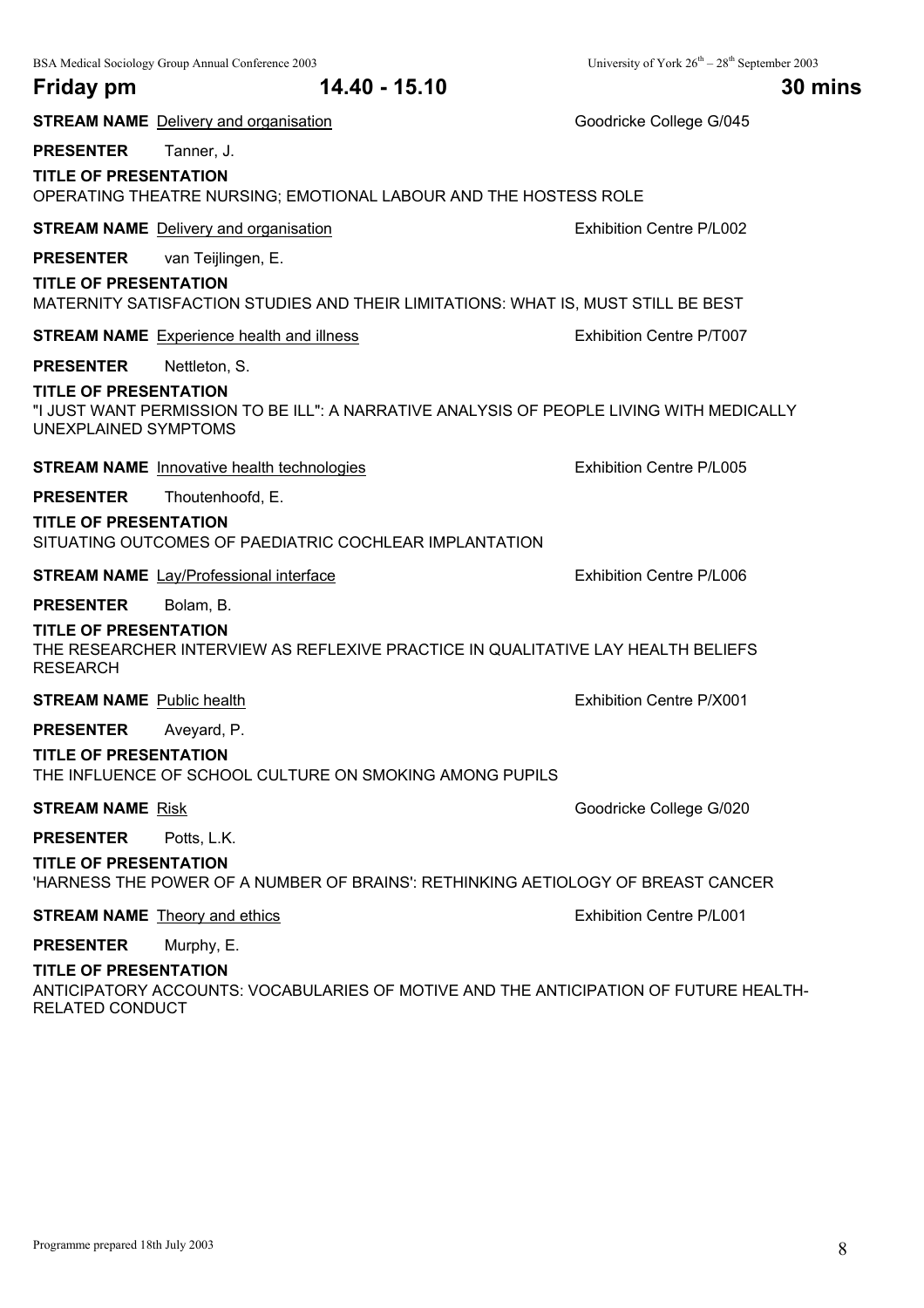## Friday pm 14.40 - 15.10 30 mins

**STREAM NAME** Delivery and organisation — Goodricke College G/045

**PRESENTER** Tanner, J.

**TITLE OF PRESENTATION**
OPERATING THEATRE NURSING; EMOTIONAL LABOUR AND THE HOSTESS ROLE

**STREAM NAME** Delivery and organisation — Exhibition Centre P/L002

**PRESENTER** van Teijlingen, E.

**TITLE OF PRESENTATION**
MATERNITY SATISFACTION STUDIES AND THEIR LIMITATIONS: WHAT IS, MUST STILL BE BEST

**STREAM NAME** Experience health and illness — Exhibition Centre P/T007

**PRESENTER** Nettleton, S.

**TITLE OF PRESENTATION**
"I JUST WANT PERMISSION TO BE ILL": A NARRATIVE ANALYSIS OF PEOPLE LIVING WITH MEDICALLY UNEXPLAINED SYMPTOMS

**STREAM NAME** Innovative health technologies — Exhibition Centre P/L005

**PRESENTER** Thoutenhoofd, E.

**TITLE OF PRESENTATION**
SITUATING OUTCOMES OF PAEDIATRIC COCHLEAR IMPLANTATION

**STREAM NAME** Lay/Professional interface — Exhibition Centre P/L006

**PRESENTER** Bolam, B.

**TITLE OF PRESENTATION**
THE RESEARCHER INTERVIEW AS REFLEXIVE PRACTICE IN QUALITATIVE LAY HEALTH BELIEFS RESEARCH

**STREAM NAME** Public health — Exhibition Centre P/X001

**PRESENTER** Aveyard, P.

**TITLE OF PRESENTATION**
THE INFLUENCE OF SCHOOL CULTURE ON SMOKING AMONG PUPILS

**STREAM NAME** Risk — Goodricke College G/020

**PRESENTER** Potts, L.K.

**TITLE OF PRESENTATION**
'HARNESS THE POWER OF A NUMBER OF BRAINS': RETHINKING AETIOLOGY OF BREAST CANCER

**STREAM NAME** Theory and ethics — Exhibition Centre P/L001

**PRESENTER** Murphy, E.

**TITLE OF PRESENTATION**
ANTICIPATORY ACCOUNTS: VOCABULARIES OF MOTIVE AND THE ANTICIPATION OF FUTURE HEALTH-RELATED CONDUCT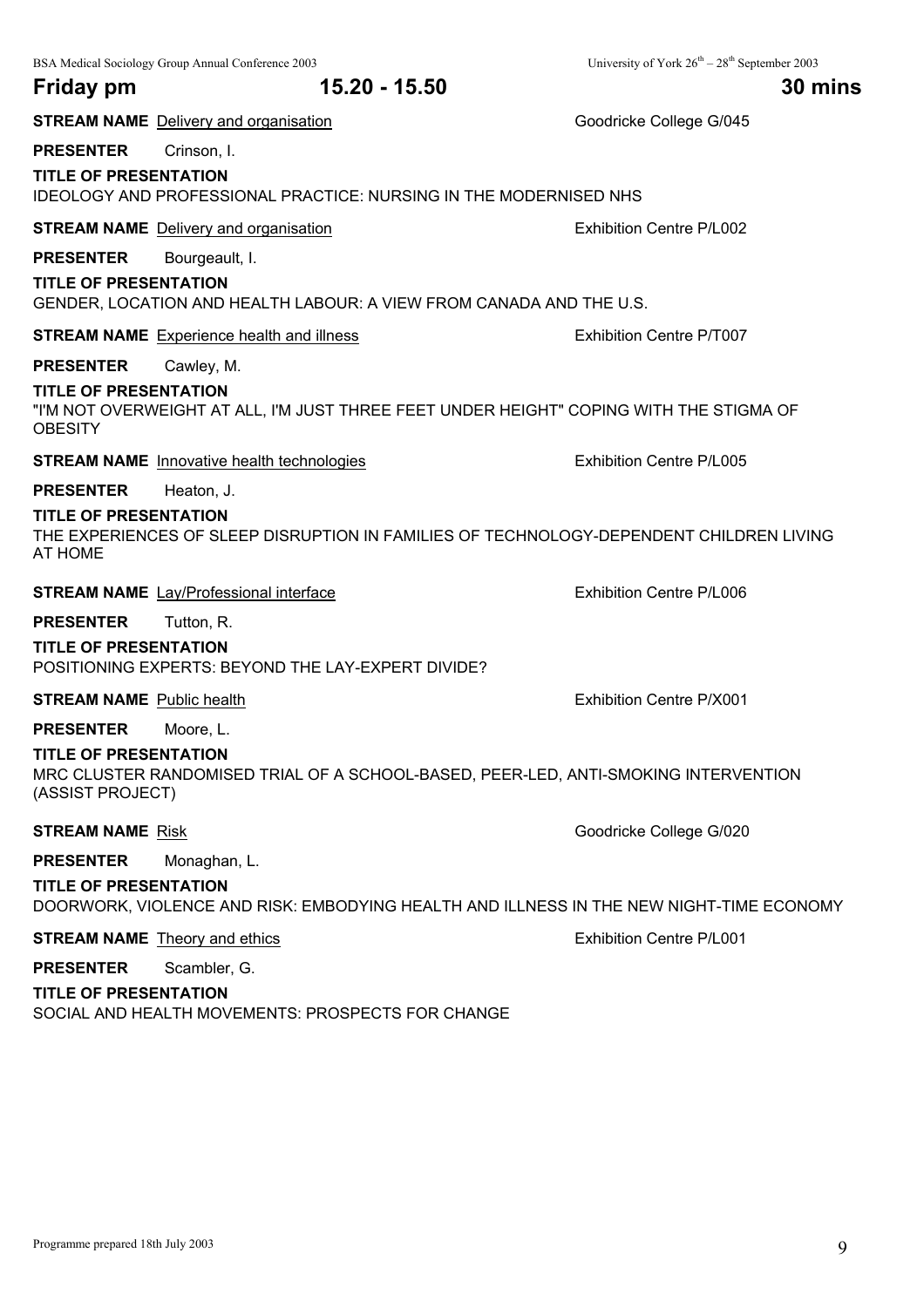## Friday pm — 15.20 - 15.50 — 30 mins

**STREAM NAME** Delivery and organisation — Goodricke College G/045

**PRESENTER** Crinson, I.

**TITLE OF PRESENTATION**
IDEOLOGY AND PROFESSIONAL PRACTICE: NURSING IN THE MODERNISED NHS

**STREAM NAME** Delivery and organisation — Exhibition Centre P/L002

**PRESENTER** Bourgeault, I.

**TITLE OF PRESENTATION**
GENDER, LOCATION AND HEALTH LABOUR: A VIEW FROM CANADA AND THE U.S.

**STREAM NAME** Experience health and illness — Exhibition Centre P/T007

**PRESENTER** Cawley, M.

**TITLE OF PRESENTATION**
"I'M NOT OVERWEIGHT AT ALL, I'M JUST THREE FEET UNDER HEIGHT" COPING WITH THE STIGMA OF OBESITY

**STREAM NAME** Innovative health technologies — Exhibition Centre P/L005

**PRESENTER** Heaton, J.

**TITLE OF PRESENTATION**
THE EXPERIENCES OF SLEEP DISRUPTION IN FAMILIES OF TECHNOLOGY-DEPENDENT CHILDREN LIVING AT HOME

**STREAM NAME** Lay/Professional interface — Exhibition Centre P/L006

**PRESENTER** Tutton, R.

**TITLE OF PRESENTATION**
POSITIONING EXPERTS: BEYOND THE LAY-EXPERT DIVIDE?

**STREAM NAME** Public health — Exhibition Centre P/X001

**PRESENTER** Moore, L.

**TITLE OF PRESENTATION**
MRC CLUSTER RANDOMISED TRIAL OF A SCHOOL-BASED, PEER-LED, ANTI-SMOKING INTERVENTION (ASSIST PROJECT)

**STREAM NAME** Risk — Goodricke College G/020

**PRESENTER** Monaghan, L.

**TITLE OF PRESENTATION**
DOORWORK, VIOLENCE AND RISK: EMBODYING HEALTH AND ILLNESS IN THE NEW NIGHT-TIME ECONOMY

**STREAM NAME** Theory and ethics — Exhibition Centre P/L001

**PRESENTER** Scambler, G.

**TITLE OF PRESENTATION**
SOCIAL AND HEALTH MOVEMENTS: PROSPECTS FOR CHANGE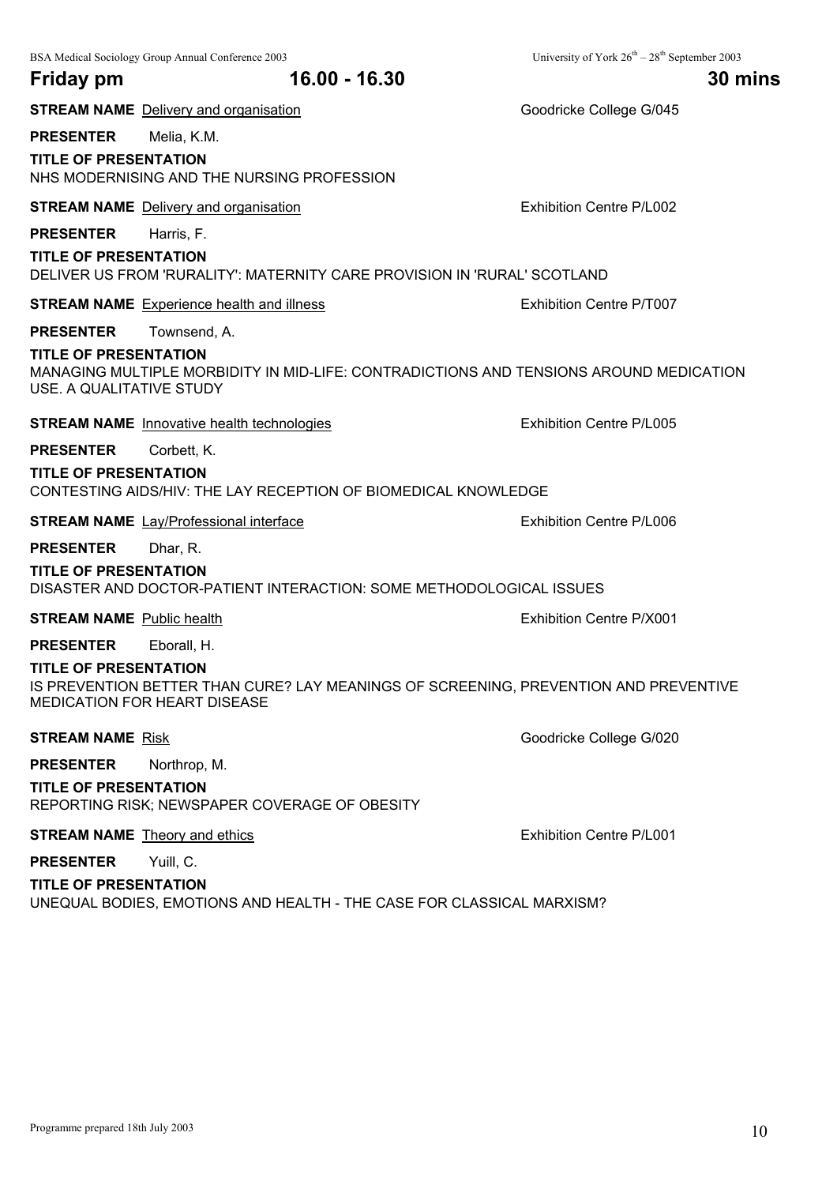## Friday pm 16.00 - 16.30 30 mins

**STREAM NAME** Delivery and organisation — Goodricke College G/045

**PRESENTER** Melia, K.M.

**TITLE OF PRESENTATION**
NHS MODERNISING AND THE NURSING PROFESSION

**STREAM NAME** Delivery and organisation — Exhibition Centre P/L002

**PRESENTER** Harris, F.

**TITLE OF PRESENTATION**
DELIVER US FROM 'RURALITY': MATERNITY CARE PROVISION IN 'RURAL' SCOTLAND

**STREAM NAME** Experience health and illness — Exhibition Centre P/T007

**PRESENTER** Townsend, A.

**TITLE OF PRESENTATION**
MANAGING MULTIPLE MORBIDITY IN MID-LIFE: CONTRADICTIONS AND TENSIONS AROUND MEDICATION USE. A QUALITATIVE STUDY

**STREAM NAME** Innovative health technologies — Exhibition Centre P/L005

**PRESENTER** Corbett, K.

**TITLE OF PRESENTATION**
CONTESTING AIDS/HIV: THE LAY RECEPTION OF BIOMEDICAL KNOWLEDGE

**STREAM NAME** Lay/Professional interface — Exhibition Centre P/L006

**PRESENTER** Dhar, R.

**TITLE OF PRESENTATION**
DISASTER AND DOCTOR-PATIENT INTERACTION: SOME METHODOLOGICAL ISSUES

**STREAM NAME** Public health — Exhibition Centre P/X001

**PRESENTER** Eborall, H.

**TITLE OF PRESENTATION**
IS PREVENTION BETTER THAN CURE? LAY MEANINGS OF SCREENING, PREVENTION AND PREVENTIVE MEDICATION FOR HEART DISEASE

**STREAM NAME** Risk — Goodricke College G/020

**PRESENTER** Northrop, M.

**TITLE OF PRESENTATION**
REPORTING RISK; NEWSPAPER COVERAGE OF OBESITY

**STREAM NAME** Theory and ethics — Exhibition Centre P/L001

**PRESENTER** Yuill, C.

**TITLE OF PRESENTATION**
UNEQUAL BODIES, EMOTIONS AND HEALTH - THE CASE FOR CLASSICAL MARXISM?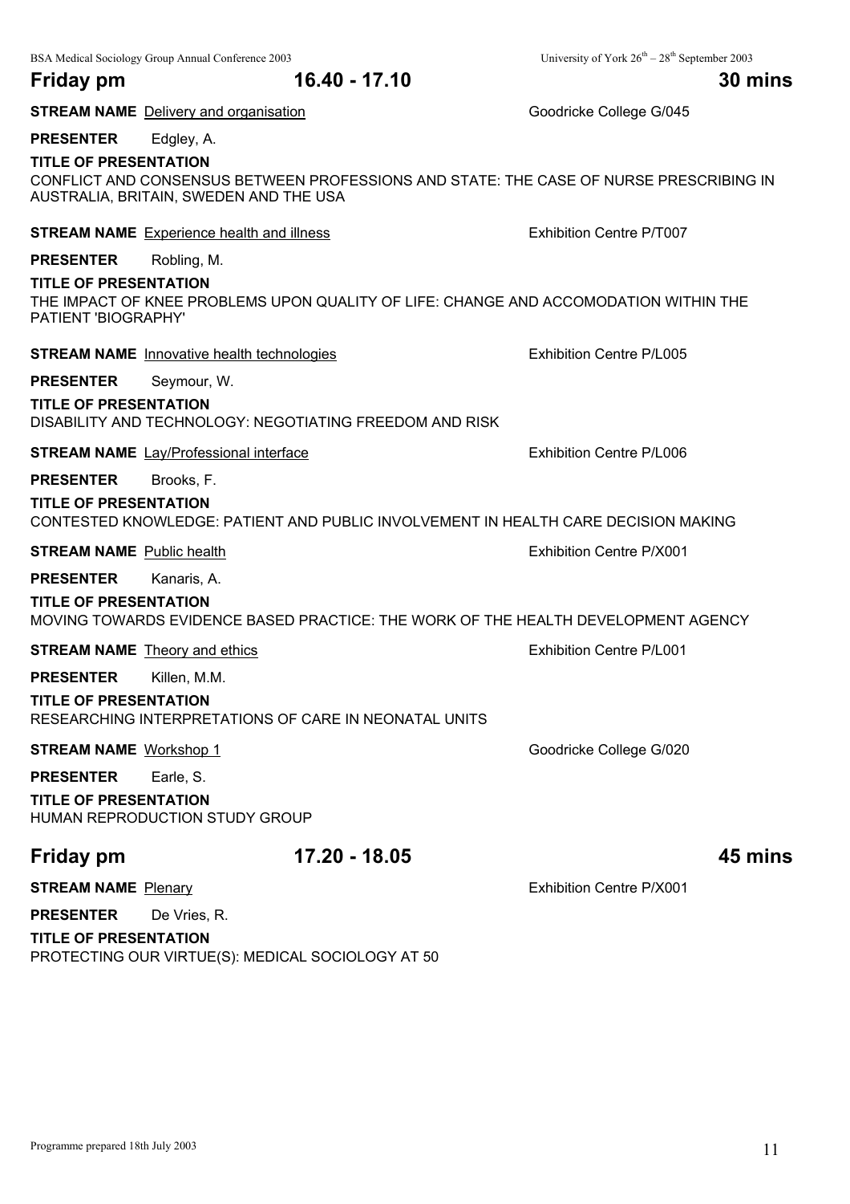## Friday pm 16.40 - 17.10 30 mins

**STREAM NAME** Delivery and organisation — Goodricke College G/045

**PRESENTER** Edgley, A.

**TITLE OF PRESENTATION**
CONFLICT AND CONSENSUS BETWEEN PROFESSIONS AND STATE: THE CASE OF NURSE PRESCRIBING IN AUSTRALIA, BRITAIN, SWEDEN AND THE USA

**STREAM NAME** Experience health and illness — Exhibition Centre P/T007

**PRESENTER** Robling, M.

**TITLE OF PRESENTATION**
THE IMPACT OF KNEE PROBLEMS UPON QUALITY OF LIFE: CHANGE AND ACCOMODATION WITHIN THE PATIENT 'BIOGRAPHY'

**STREAM NAME** Innovative health technologies — Exhibition Centre P/L005

**PRESENTER** Seymour, W.

**TITLE OF PRESENTATION**
DISABILITY AND TECHNOLOGY: NEGOTIATING FREEDOM AND RISK

**STREAM NAME** Lay/Professional interface — Exhibition Centre P/L006

**PRESENTER** Brooks, F.

**TITLE OF PRESENTATION**
CONTESTED KNOWLEDGE: PATIENT AND PUBLIC INVOLVEMENT IN HEALTH CARE DECISION MAKING

**STREAM NAME** Public health — Exhibition Centre P/X001

**PRESENTER** Kanaris, A.

**TITLE OF PRESENTATION**
MOVING TOWARDS EVIDENCE BASED PRACTICE: THE WORK OF THE HEALTH DEVELOPMENT AGENCY

**STREAM NAME** Theory and ethics — Exhibition Centre P/L001

**PRESENTER** Killen, M.M.

**TITLE OF PRESENTATION**
RESEARCHING INTERPRETATIONS OF CARE IN NEONATAL UNITS

**STREAM NAME** Workshop 1 — Goodricke College G/020

**PRESENTER** Earle, S.

**TITLE OF PRESENTATION**
HUMAN REPRODUCTION STUDY GROUP

## Friday pm 17.20 - 18.05 45 mins

**STREAM NAME** Plenary — Exhibition Centre P/X001

**PRESENTER** De Vries, R.

**TITLE OF PRESENTATION**
PROTECTING OUR VIRTUE(S): MEDICAL SOCIOLOGY AT 50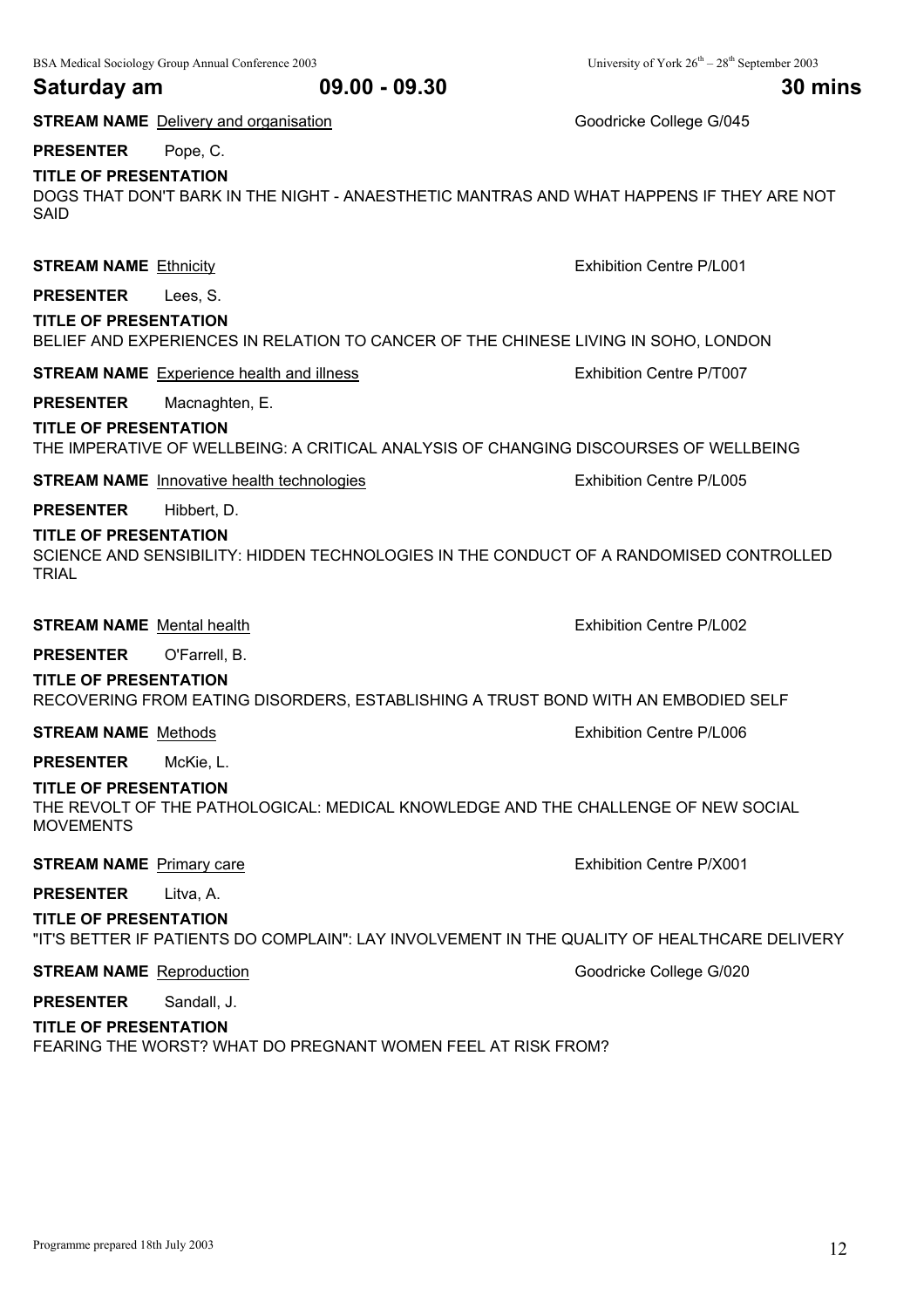## Saturday am 09.00 - 09.30 30 mins

**STREAM NAME** Delivery and organisation — Goodricke College G/045

**PRESENTER** Pope, C.

**TITLE OF PRESENTATION**
DOGS THAT DON'T BARK IN THE NIGHT - ANAESTHETIC MANTRAS AND WHAT HAPPENS IF THEY ARE NOT SAID

**STREAM NAME** Ethnicity — Exhibition Centre P/L001

**PRESENTER** Lees, S.

**TITLE OF PRESENTATION**
BELIEF AND EXPERIENCES IN RELATION TO CANCER OF THE CHINESE LIVING IN SOHO, LONDON

**STREAM NAME** Experience health and illness — Exhibition Centre P/T007

**PRESENTER** Macnaghten, E.

**TITLE OF PRESENTATION**
THE IMPERATIVE OF WELLBEING: A CRITICAL ANALYSIS OF CHANGING DISCOURSES OF WELLBEING

**STREAM NAME** Innovative health technologies — Exhibition Centre P/L005

**PRESENTER** Hibbert, D.

**TITLE OF PRESENTATION**
SCIENCE AND SENSIBILITY: HIDDEN TECHNOLOGIES IN THE CONDUCT OF A RANDOMISED CONTROLLED TRIAL

**STREAM NAME** Mental health — Exhibition Centre P/L002

**PRESENTER** O'Farrell, B.

**TITLE OF PRESENTATION**
RECOVERING FROM EATING DISORDERS, ESTABLISHING A TRUST BOND WITH AN EMBODIED SELF

**STREAM NAME** Methods — Exhibition Centre P/L006

**PRESENTER** McKie, L.

**TITLE OF PRESENTATION**
THE REVOLT OF THE PATHOLOGICAL: MEDICAL KNOWLEDGE AND THE CHALLENGE OF NEW SOCIAL MOVEMENTS

**STREAM NAME** Primary care — Exhibition Centre P/X001

**PRESENTER** Litva, A.

**TITLE OF PRESENTATION**
"IT'S BETTER IF PATIENTS DO COMPLAIN": LAY INVOLVEMENT IN THE QUALITY OF HEALTHCARE DELIVERY

**STREAM NAME** Reproduction — Goodricke College G/020

**PRESENTER** Sandall, J.

**TITLE OF PRESENTATION**
FEARING THE WORST? WHAT DO PREGNANT WOMEN FEEL AT RISK FROM?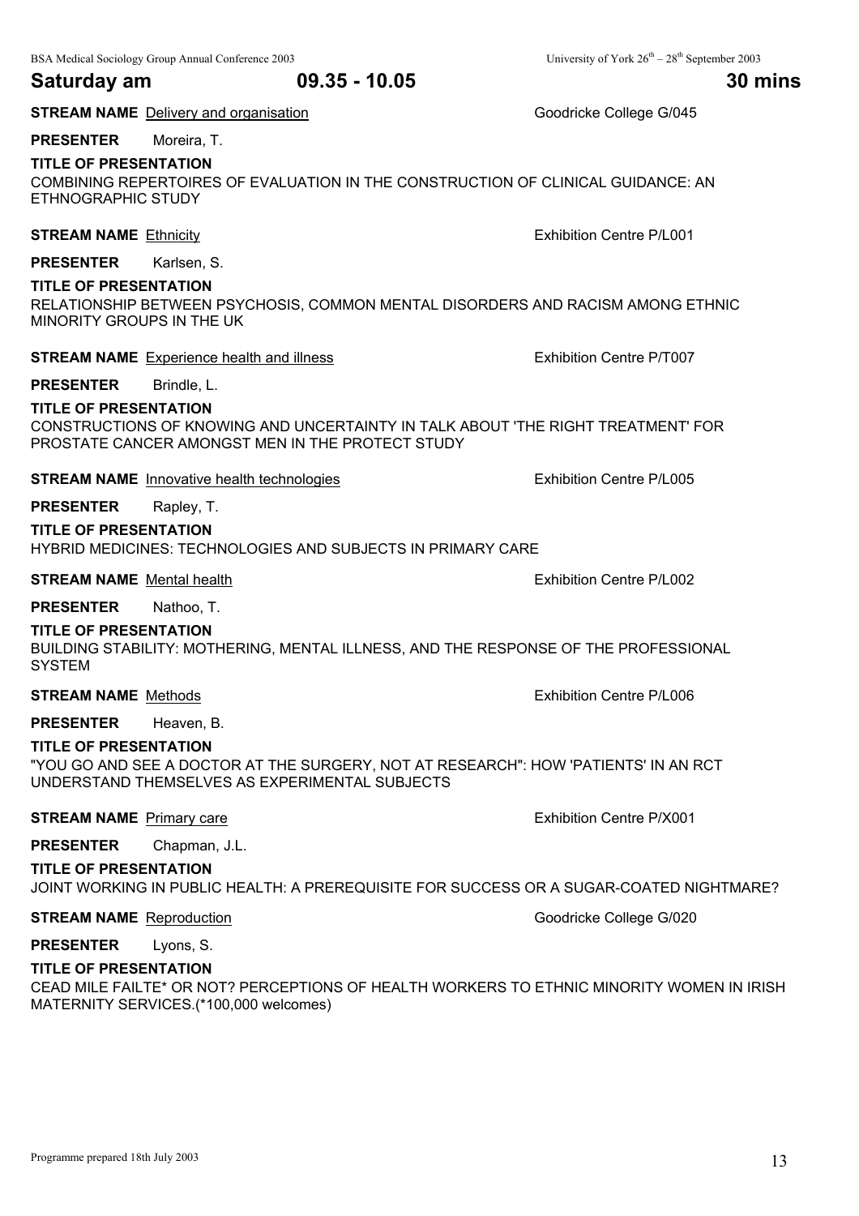## Saturday am 09.35 - 10.05 30 mins

**STREAM NAME** Delivery and organisation — Goodricke College G/045

**PRESENTER** Moreira, T.

**TITLE OF PRESENTATION**
COMBINING REPERTOIRES OF EVALUATION IN THE CONSTRUCTION OF CLINICAL GUIDANCE: AN ETHNOGRAPHIC STUDY

**STREAM NAME** Ethnicity — Exhibition Centre P/L001

**PRESENTER** Karlsen, S.

**TITLE OF PRESENTATION**
RELATIONSHIP BETWEEN PSYCHOSIS, COMMON MENTAL DISORDERS AND RACISM AMONG ETHNIC MINORITY GROUPS IN THE UK

**STREAM NAME** Experience health and illness — Exhibition Centre P/T007

**PRESENTER** Brindle, L.

**TITLE OF PRESENTATION**
CONSTRUCTIONS OF KNOWING AND UNCERTAINTY IN TALK ABOUT 'THE RIGHT TREATMENT' FOR PROSTATE CANCER AMONGST MEN IN THE PROTECT STUDY

**STREAM NAME** Innovative health technologies — Exhibition Centre P/L005

**PRESENTER** Rapley, T.

**TITLE OF PRESENTATION**
HYBRID MEDICINES: TECHNOLOGIES AND SUBJECTS IN PRIMARY CARE

**STREAM NAME** Mental health — Exhibition Centre P/L002

**PRESENTER** Nathoo, T.

**TITLE OF PRESENTATION**
BUILDING STABILITY: MOTHERING, MENTAL ILLNESS, AND THE RESPONSE OF THE PROFESSIONAL SYSTEM

**STREAM NAME** Methods — Exhibition Centre P/L006

**PRESENTER** Heaven, B.

**TITLE OF PRESENTATION**
"YOU GO AND SEE A DOCTOR AT THE SURGERY, NOT AT RESEARCH": HOW 'PATIENTS' IN AN RCT UNDERSTAND THEMSELVES AS EXPERIMENTAL SUBJECTS

**STREAM NAME** Primary care — Exhibition Centre P/X001

**PRESENTER** Chapman, J.L.

**TITLE OF PRESENTATION**
JOINT WORKING IN PUBLIC HEALTH: A PREREQUISITE FOR SUCCESS OR A SUGAR-COATED NIGHTMARE?

**STREAM NAME** Reproduction — Goodricke College G/020

**PRESENTER** Lyons, S.

**TITLE OF PRESENTATION**
CEAD MILE FAILTE* OR NOT? PERCEPTIONS OF HEALTH WORKERS TO ETHNIC MINORITY WOMEN IN IRISH MATERNITY SERVICES.(*100,000 welcomes)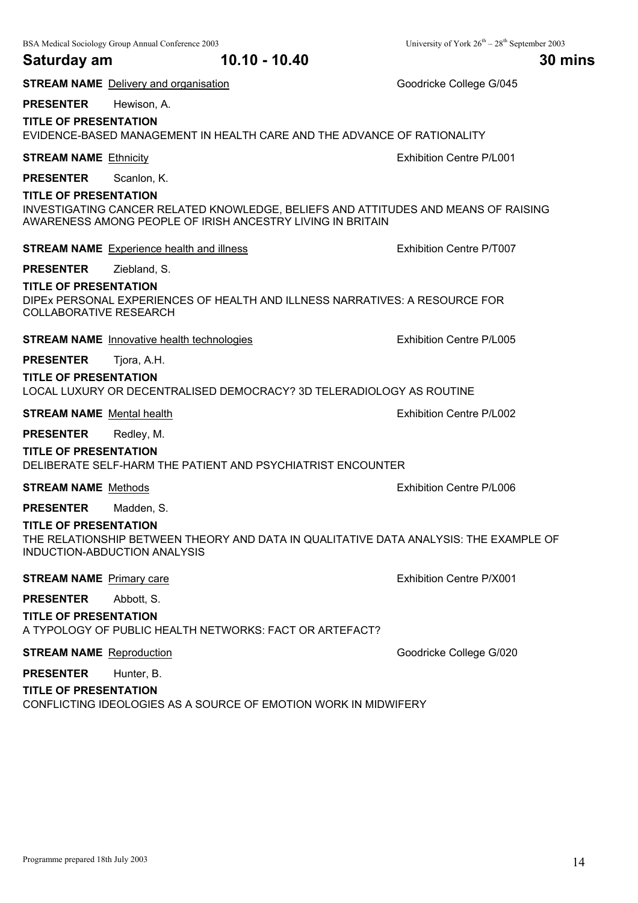## Saturday am 10.10 - 10.40 30 mins

**STREAM NAME** Delivery and organisation — Goodricke College G/045

**PRESENTER** Hewison, A.

**TITLE OF PRESENTATION**
EVIDENCE-BASED MANAGEMENT IN HEALTH CARE AND THE ADVANCE OF RATIONALITY

**STREAM NAME** Ethnicity — Exhibition Centre P/L001

**PRESENTER** Scanlon, K.

**TITLE OF PRESENTATION**
INVESTIGATING CANCER RELATED KNOWLEDGE, BELIEFS AND ATTITUDES AND MEANS OF RAISING AWARENESS AMONG PEOPLE OF IRISH ANCESTRY LIVING IN BRITAIN

**STREAM NAME** Experience health and illness — Exhibition Centre P/T007

**PRESENTER** Ziebland, S.

**TITLE OF PRESENTATION**
DIPEx PERSONAL EXPERIENCES OF HEALTH AND ILLNESS NARRATIVES: A RESOURCE FOR COLLABORATIVE RESEARCH

**STREAM NAME** Innovative health technologies — Exhibition Centre P/L005

**PRESENTER** Tjora, A.H.

**TITLE OF PRESENTATION**
LOCAL LUXURY OR DECENTRALISED DEMOCRACY? 3D TELERADIOLOGY AS ROUTINE

**STREAM NAME** Mental health — Exhibition Centre P/L002

**PRESENTER** Redley, M.

**TITLE OF PRESENTATION**
DELIBERATE SELF-HARM THE PATIENT AND PSYCHIATRIST ENCOUNTER

**STREAM NAME** Methods — Exhibition Centre P/L006

**PRESENTER** Madden, S.

**TITLE OF PRESENTATION**
THE RELATIONSHIP BETWEEN THEORY AND DATA IN QUALITATIVE DATA ANALYSIS: THE EXAMPLE OF INDUCTION-ABDUCTION ANALYSIS

**STREAM NAME** Primary care — Exhibition Centre P/X001

**PRESENTER** Abbott, S.

**TITLE OF PRESENTATION**
A TYPOLOGY OF PUBLIC HEALTH NETWORKS: FACT OR ARTEFACT?

**STREAM NAME** Reproduction — Goodricke College G/020

**PRESENTER** Hunter, B.

**TITLE OF PRESENTATION**
CONFLICTING IDEOLOGIES AS A SOURCE OF EMOTION WORK IN MIDWIFERY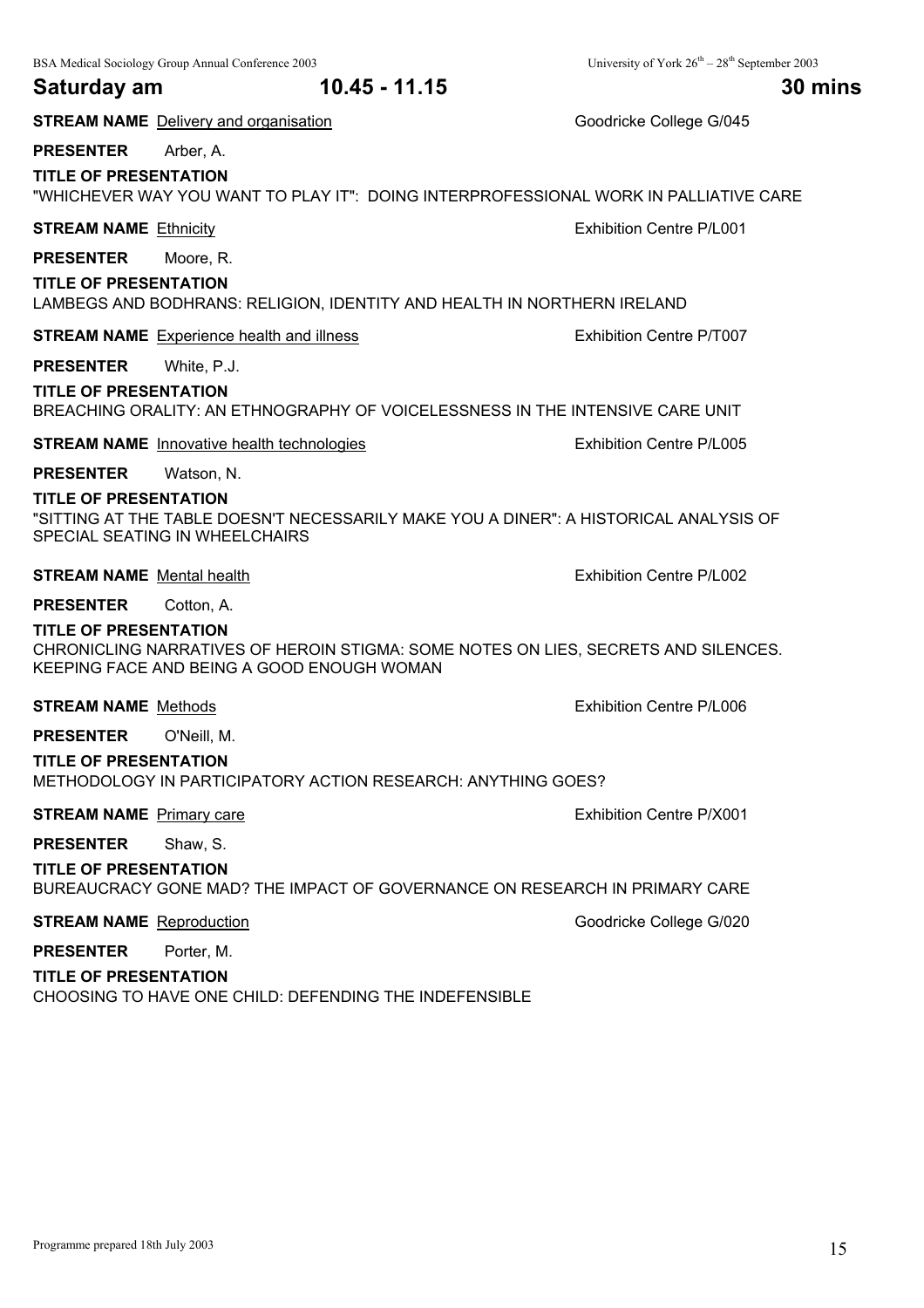## Saturday am 10.45 - 11.15 30 mins

**STREAM NAME** Delivery and organisation Goodricke College G/045

**PRESENTER** Arber, A.

**TITLE OF PRESENTATION**
"WHICHEVER WAY YOU WANT TO PLAY IT": DOING INTERPROFESSIONAL WORK IN PALLIATIVE CARE

**STREAM NAME** Ethnicity Exhibition Centre P/L001

**PRESENTER** Moore, R.

**TITLE OF PRESENTATION**
LAMBEGS AND BODHRANS: RELIGION, IDENTITY AND HEALTH IN NORTHERN IRELAND

**STREAM NAME** Experience health and illness Exhibition Centre P/T007

**PRESENTER** White, P.J.

**TITLE OF PRESENTATION**
BREACHING ORALITY: AN ETHNOGRAPHY OF VOICELESSNESS IN THE INTENSIVE CARE UNIT

**STREAM NAME** Innovative health technologies Exhibition Centre P/L005

**PRESENTER** Watson, N.

**TITLE OF PRESENTATION**
"SITTING AT THE TABLE DOESN'T NECESSARILY MAKE YOU A DINER": A HISTORICAL ANALYSIS OF SPECIAL SEATING IN WHEELCHAIRS

**STREAM NAME** Mental health Exhibition Centre P/L002

**PRESENTER** Cotton, A.

**TITLE OF PRESENTATION**
CHRONICLING NARRATIVES OF HEROIN STIGMA: SOME NOTES ON LIES, SECRETS AND SILENCES. KEEPING FACE AND BEING A GOOD ENOUGH WOMAN

**STREAM NAME** Methods Exhibition Centre P/L006

**PRESENTER** O'Neill, M.

**TITLE OF PRESENTATION**
METHODOLOGY IN PARTICIPATORY ACTION RESEARCH: ANYTHING GOES?

**STREAM NAME** Primary care Exhibition Centre P/X001

**PRESENTER** Shaw, S.

**TITLE OF PRESENTATION**
BUREAUCRACY GONE MAD? THE IMPACT OF GOVERNANCE ON RESEARCH IN PRIMARY CARE

**STREAM NAME** Reproduction Goodricke College G/020

**PRESENTER** Porter, M.

**TITLE OF PRESENTATION**
CHOOSING TO HAVE ONE CHILD: DEFENDING THE INDEFENSIBLE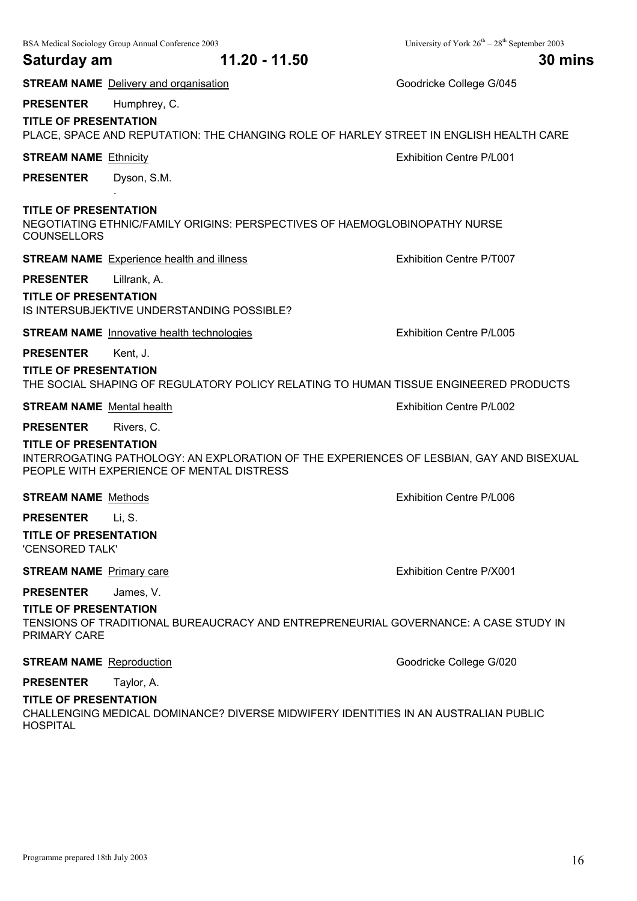## Saturday am 11.20 - 11.50 30 mins

**STREAM NAME** Delivery and organisation — Goodricke College G/045

**PRESENTER** Humphrey, C.

**TITLE OF PRESENTATION**
PLACE, SPACE AND REPUTATION: THE CHANGING ROLE OF HARLEY STREET IN ENGLISH HEALTH CARE

**STREAM NAME** Ethnicity — Exhibition Centre P/L001

**PRESENTER** Dyson, S.M.

**TITLE OF PRESENTATION**
NEGOTIATING ETHNIC/FAMILY ORIGINS: PERSPECTIVES OF HAEMOGLOBINOPATHY NURSE COUNSELLORS

**STREAM NAME** Experience health and illness — Exhibition Centre P/T007

**PRESENTER** Lillrank, A.

**TITLE OF PRESENTATION**
IS INTERSUBJEKTIVE UNDERSTANDING POSSIBLE?

**STREAM NAME** Innovative health technologies — Exhibition Centre P/L005

**PRESENTER** Kent, J.

**TITLE OF PRESENTATION**
THE SOCIAL SHAPING OF REGULATORY POLICY RELATING TO HUMAN TISSUE ENGINEERED PRODUCTS

**STREAM NAME** Mental health — Exhibition Centre P/L002

**PRESENTER** Rivers, C.

**TITLE OF PRESENTATION**
INTERROGATING PATHOLOGY: AN EXPLORATION OF THE EXPERIENCES OF LESBIAN, GAY AND BISEXUAL PEOPLE WITH EXPERIENCE OF MENTAL DISTRESS

**STREAM NAME** Methods — Exhibition Centre P/L006

**PRESENTER** Li, S.

**TITLE OF PRESENTATION**
'CENSORED TALK'

**STREAM NAME** Primary care — Exhibition Centre P/X001

**PRESENTER** James, V.

**TITLE OF PRESENTATION**
TENSIONS OF TRADITIONAL BUREAUCRACY AND ENTREPRENEURIAL GOVERNANCE: A CASE STUDY IN PRIMARY CARE

**STREAM NAME** Reproduction — Goodricke College G/020

**PRESENTER** Taylor, A.

**TITLE OF PRESENTATION**
CHALLENGING MEDICAL DOMINANCE? DIVERSE MIDWIFERY IDENTITIES IN AN AUSTRALIAN PUBLIC HOSPITAL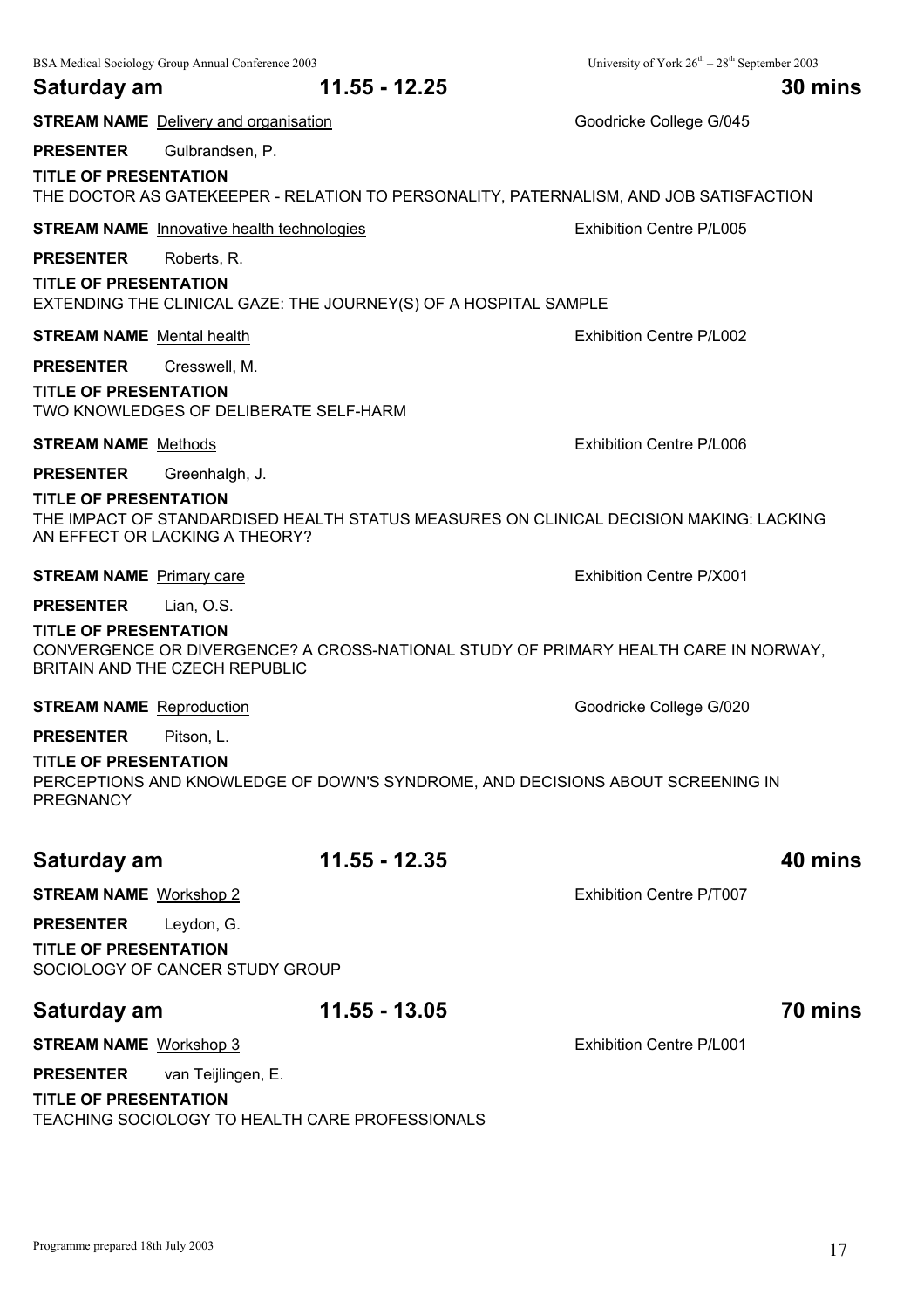## Saturday am 11.55 - 12.25 30 mins

**STREAM NAME** Delivery and organisation — Goodricke College G/045

**PRESENTER** Gulbrandsen, P.

**TITLE OF PRESENTATION**
THE DOCTOR AS GATEKEEPER - RELATION TO PERSONALITY, PATERNALISM, AND JOB SATISFACTION

**STREAM NAME** Innovative health technologies — Exhibition Centre P/L005

**PRESENTER** Roberts, R.

**TITLE OF PRESENTATION**
EXTENDING THE CLINICAL GAZE: THE JOURNEY(S) OF A HOSPITAL SAMPLE

**STREAM NAME** Mental health — Exhibition Centre P/L002

**PRESENTER** Cresswell, M.

**TITLE OF PRESENTATION**
TWO KNOWLEDGES OF DELIBERATE SELF-HARM

**STREAM NAME** Methods — Exhibition Centre P/L006

**PRESENTER** Greenhalgh, J.

**TITLE OF PRESENTATION**
THE IMPACT OF STANDARDISED HEALTH STATUS MEASURES ON CLINICAL DECISION MAKING: LACKING AN EFFECT OR LACKING A THEORY?

**STREAM NAME** Primary care — Exhibition Centre P/X001

**PRESENTER** Lian, O.S.

**TITLE OF PRESENTATION**
CONVERGENCE OR DIVERGENCE? A CROSS-NATIONAL STUDY OF PRIMARY HEALTH CARE IN NORWAY, BRITAIN AND THE CZECH REPUBLIC

**STREAM NAME** Reproduction — Goodricke College G/020

**PRESENTER** Pitson, L.

**TITLE OF PRESENTATION**
PERCEPTIONS AND KNOWLEDGE OF DOWN'S SYNDROME, AND DECISIONS ABOUT SCREENING IN PREGNANCY

## Saturday am 11.55 - 12.35 40 mins

**STREAM NAME** Workshop 2 — Exhibition Centre P/T007

**PRESENTER** Leydon, G.

**TITLE OF PRESENTATION**
SOCIOLOGY OF CANCER STUDY GROUP

## Saturday am 11.55 - 13.05 70 mins

**STREAM NAME** Workshop 3 — Exhibition Centre P/L001

**PRESENTER** van Teijlingen, E.

**TITLE OF PRESENTATION**
TEACHING SOCIOLOGY TO HEALTH CARE PROFESSIONALS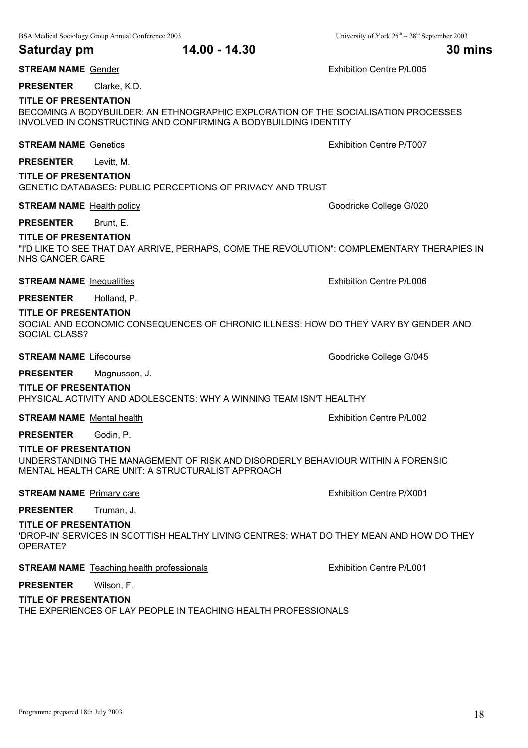## Saturday pm 14.00 - 14.30 30 mins

**STREAM NAME** Gender — Exhibition Centre P/L005

**PRESENTER** Clarke, K.D.

**TITLE OF PRESENTATION**
BECOMING A BODYBUILDER: AN ETHNOGRAPHIC EXPLORATION OF THE SOCIALISATION PROCESSES INVOLVED IN CONSTRUCTING AND CONFIRMING A BODYBUILDING IDENTITY

**STREAM NAME** Genetics — Exhibition Centre P/T007

**PRESENTER** Levitt, M.

**TITLE OF PRESENTATION**
GENETIC DATABASES: PUBLIC PERCEPTIONS OF PRIVACY AND TRUST

**STREAM NAME** Health policy — Goodricke College G/020

**PRESENTER** Brunt, E.

**TITLE OF PRESENTATION**
"I'D LIKE TO SEE THAT DAY ARRIVE, PERHAPS, COME THE REVOLUTION": COMPLEMENTARY THERAPIES IN NHS CANCER CARE

**STREAM NAME** Inequalities — Exhibition Centre P/L006

**PRESENTER** Holland, P.

**TITLE OF PRESENTATION**
SOCIAL AND ECONOMIC CONSEQUENCES OF CHRONIC ILLNESS: HOW DO THEY VARY BY GENDER AND SOCIAL CLASS?

**STREAM NAME** Lifecourse — Goodricke College G/045

**PRESENTER** Magnusson, J.

**TITLE OF PRESENTATION**
PHYSICAL ACTIVITY AND ADOLESCENTS: WHY A WINNING TEAM ISN'T HEALTHY

**STREAM NAME** Mental health — Exhibition Centre P/L002

**PRESENTER** Godin, P.

**TITLE OF PRESENTATION**
UNDERSTANDING THE MANAGEMENT OF RISK AND DISORDERLY BEHAVIOUR WITHIN A FORENSIC MENTAL HEALTH CARE UNIT: A STRUCTURALIST APPROACH

**STREAM NAME** Primary care — Exhibition Centre P/X001

**PRESENTER** Truman, J.

**TITLE OF PRESENTATION**
'DROP-IN' SERVICES IN SCOTTISH HEALTHY LIVING CENTRES: WHAT DO THEY MEAN AND HOW DO THEY OPERATE?

**STREAM NAME** Teaching health professionals — Exhibition Centre P/L001

**PRESENTER** Wilson, F.

**TITLE OF PRESENTATION**
THE EXPERIENCES OF LAY PEOPLE IN TEACHING HEALTH PROFESSIONALS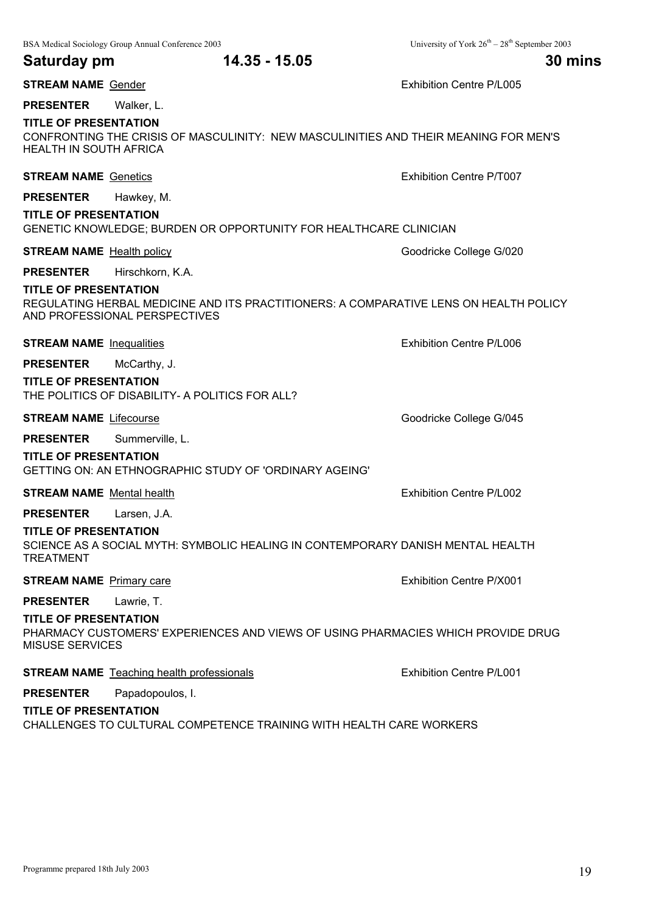## Saturday pm 14.35 - 15.05 30 mins

**STREAM NAME** Gender — Exhibition Centre P/L005

**PRESENTER** Walker, L.

**TITLE OF PRESENTATION**
CONFRONTING THE CRISIS OF MASCULINITY: NEW MASCULINITIES AND THEIR MEANING FOR MEN'S HEALTH IN SOUTH AFRICA

**STREAM NAME** Genetics — Exhibition Centre P/T007

**PRESENTER** Hawkey, M.

**TITLE OF PRESENTATION**
GENETIC KNOWLEDGE; BURDEN OR OPPORTUNITY FOR HEALTHCARE CLINICIAN

**STREAM NAME** Health policy — Goodricke College G/020

**PRESENTER** Hirschkorn, K.A.

**TITLE OF PRESENTATION**
REGULATING HERBAL MEDICINE AND ITS PRACTITIONERS: A COMPARATIVE LENS ON HEALTH POLICY AND PROFESSIONAL PERSPECTIVES

**STREAM NAME** Inequalities — Exhibition Centre P/L006

**PRESENTER** McCarthy, J.

**TITLE OF PRESENTATION**
THE POLITICS OF DISABILITY- A POLITICS FOR ALL?

**STREAM NAME** Lifecourse — Goodricke College G/045

**PRESENTER** Summerville, L.

**TITLE OF PRESENTATION**
GETTING ON: AN ETHNOGRAPHIC STUDY OF 'ORDINARY AGEING'

**STREAM NAME** Mental health — Exhibition Centre P/L002

**PRESENTER** Larsen, J.A.

**TITLE OF PRESENTATION**
SCIENCE AS A SOCIAL MYTH: SYMBOLIC HEALING IN CONTEMPORARY DANISH MENTAL HEALTH TREATMENT

**STREAM NAME** Primary care — Exhibition Centre P/X001

**PRESENTER** Lawrie, T.

**TITLE OF PRESENTATION**
PHARMACY CUSTOMERS' EXPERIENCES AND VIEWS OF USING PHARMACIES WHICH PROVIDE DRUG MISUSE SERVICES

**STREAM NAME** Teaching health professionals — Exhibition Centre P/L001

**PRESENTER** Papadopoulos, I.

**TITLE OF PRESENTATION**
CHALLENGES TO CULTURAL COMPETENCE TRAINING WITH HEALTH CARE WORKERS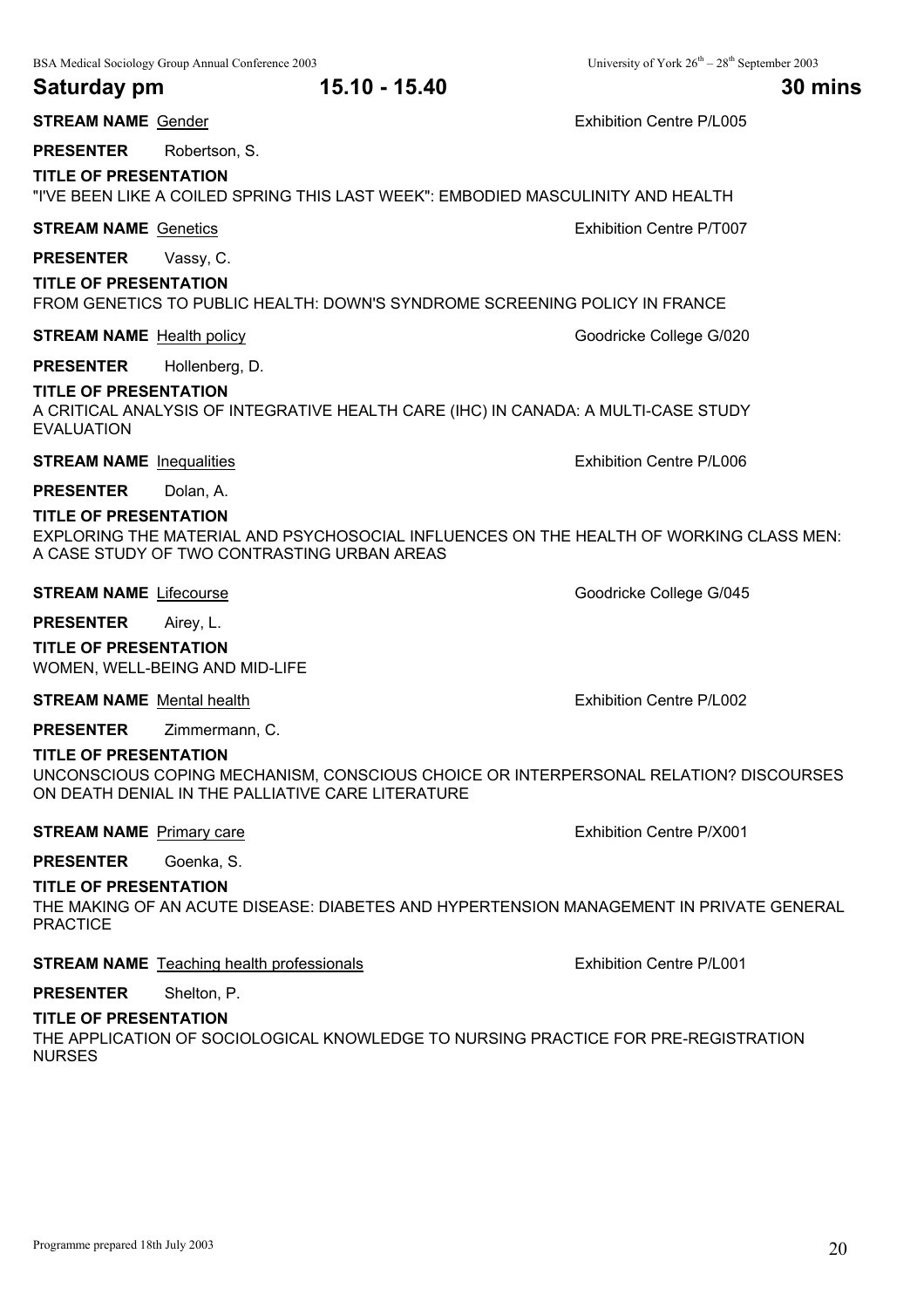## Saturday pm 15.10 - 15.40 30 mins

**STREAM NAME** Gender — Exhibition Centre P/L005

**PRESENTER** Robertson, S.

**TITLE OF PRESENTATION**
"I'VE BEEN LIKE A COILED SPRING THIS LAST WEEK": EMBODIED MASCULINITY AND HEALTH

**STREAM NAME** Genetics — Exhibition Centre P/T007

**PRESENTER** Vassy, C.

**TITLE OF PRESENTATION**
FROM GENETICS TO PUBLIC HEALTH: DOWN'S SYNDROME SCREENING POLICY IN FRANCE

**STREAM NAME** Health policy — Goodricke College G/020

**PRESENTER** Hollenberg, D.

**TITLE OF PRESENTATION**
A CRITICAL ANALYSIS OF INTEGRATIVE HEALTH CARE (IHC) IN CANADA: A MULTI-CASE STUDY EVALUATION

**STREAM NAME** Inequalities — Exhibition Centre P/L006

**PRESENTER** Dolan, A.

**TITLE OF PRESENTATION**
EXPLORING THE MATERIAL AND PSYCHOSOCIAL INFLUENCES ON THE HEALTH OF WORKING CLASS MEN: A CASE STUDY OF TWO CONTRASTING URBAN AREAS

**STREAM NAME** Lifecourse — Goodricke College G/045

**PRESENTER** Airey, L.

**TITLE OF PRESENTATION**
WOMEN, WELL-BEING AND MID-LIFE

**STREAM NAME** Mental health — Exhibition Centre P/L002

**PRESENTER** Zimmermann, C.

**TITLE OF PRESENTATION**
UNCONSCIOUS COPING MECHANISM, CONSCIOUS CHOICE OR INTERPERSONAL RELATION? DISCOURSES ON DEATH DENIAL IN THE PALLIATIVE CARE LITERATURE

**STREAM NAME** Primary care — Exhibition Centre P/X001

**PRESENTER** Goenka, S.

**TITLE OF PRESENTATION**
THE MAKING OF AN ACUTE DISEASE: DIABETES AND HYPERTENSION MANAGEMENT IN PRIVATE GENERAL PRACTICE

**STREAM NAME** Teaching health professionals — Exhibition Centre P/L001

**PRESENTER** Shelton, P.

**TITLE OF PRESENTATION**
THE APPLICATION OF SOCIOLOGICAL KNOWLEDGE TO NURSING PRACTICE FOR PRE-REGISTRATION NURSES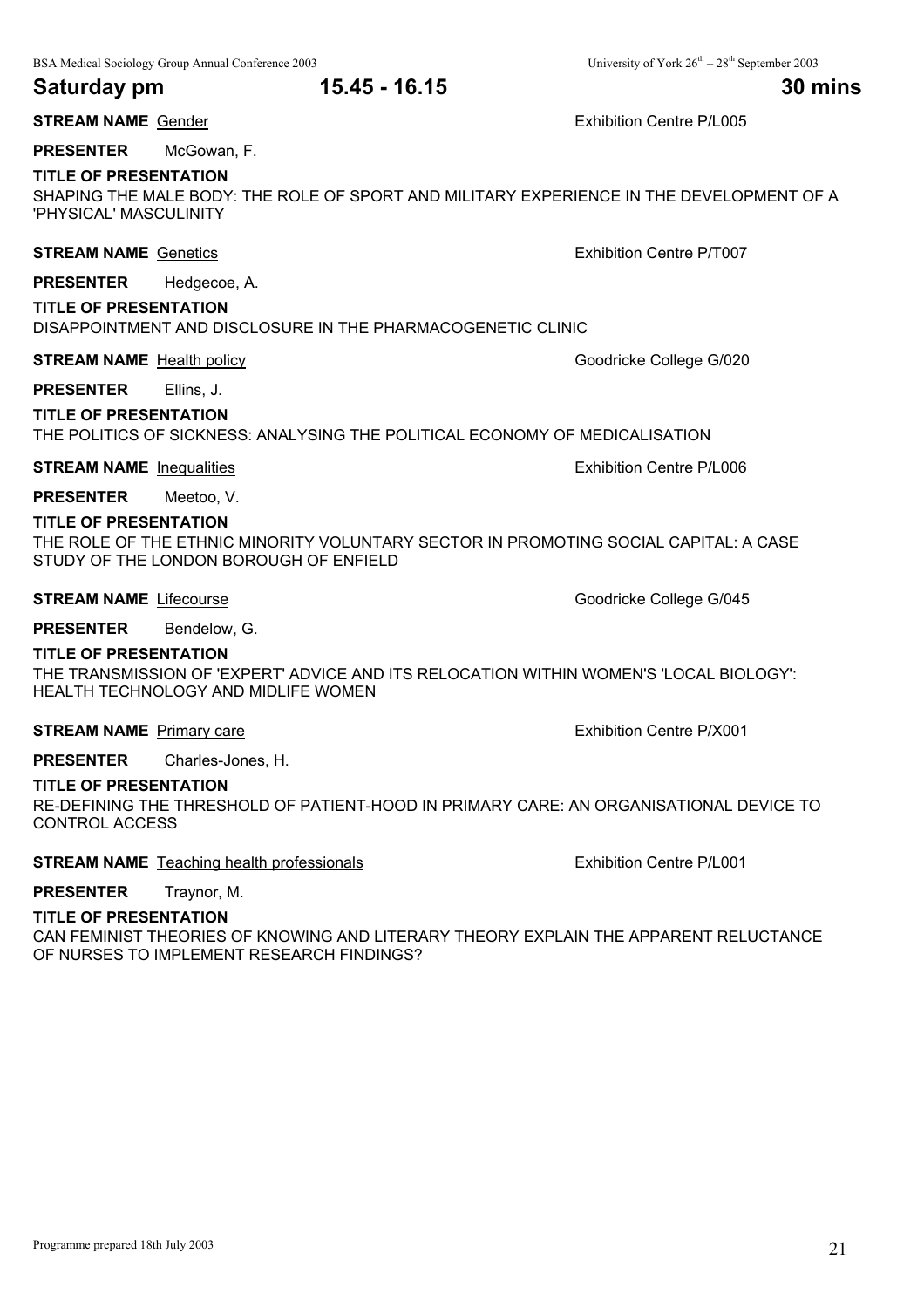## Saturday pm 15.45 - 16.15 30 mins

**STREAM NAME** Gender — Exhibition Centre P/L005

**PRESENTER** McGowan, F.

**TITLE OF PRESENTATION**
SHAPING THE MALE BODY: THE ROLE OF SPORT AND MILITARY EXPERIENCE IN THE DEVELOPMENT OF A 'PHYSICAL' MASCULINITY

**STREAM NAME** Genetics — Exhibition Centre P/T007

**PRESENTER** Hedgecoe, A.

**TITLE OF PRESENTATION**
DISAPPOINTMENT AND DISCLOSURE IN THE PHARMACOGENETIC CLINIC

**STREAM NAME** Health policy — Goodricke College G/020

**PRESENTER** Ellins, J.

**TITLE OF PRESENTATION**
THE POLITICS OF SICKNESS: ANALYSING THE POLITICAL ECONOMY OF MEDICALISATION

**STREAM NAME** Inequalities — Exhibition Centre P/L006

**PRESENTER** Meetoo, V.

**TITLE OF PRESENTATION**
THE ROLE OF THE ETHNIC MINORITY VOLUNTARY SECTOR IN PROMOTING SOCIAL CAPITAL: A CASE STUDY OF THE LONDON BOROUGH OF ENFIELD

**STREAM NAME** Lifecourse — Goodricke College G/045

**PRESENTER** Bendelow, G.

**TITLE OF PRESENTATION**
THE TRANSMISSION OF 'EXPERT' ADVICE AND ITS RELOCATION WITHIN WOMEN'S 'LOCAL BIOLOGY': HEALTH TECHNOLOGY AND MIDLIFE WOMEN

**STREAM NAME** Primary care — Exhibition Centre P/X001

**PRESENTER** Charles-Jones, H.

**TITLE OF PRESENTATION**
RE-DEFINING THE THRESHOLD OF PATIENT-HOOD IN PRIMARY CARE: AN ORGANISATIONAL DEVICE TO CONTROL ACCESS

**STREAM NAME** Teaching health professionals — Exhibition Centre P/L001

**PRESENTER** Traynor, M.

**TITLE OF PRESENTATION**
CAN FEMINIST THEORIES OF KNOWING AND LITERARY THEORY EXPLAIN THE APPARENT RELUCTANCE OF NURSES TO IMPLEMENT RESEARCH FINDINGS?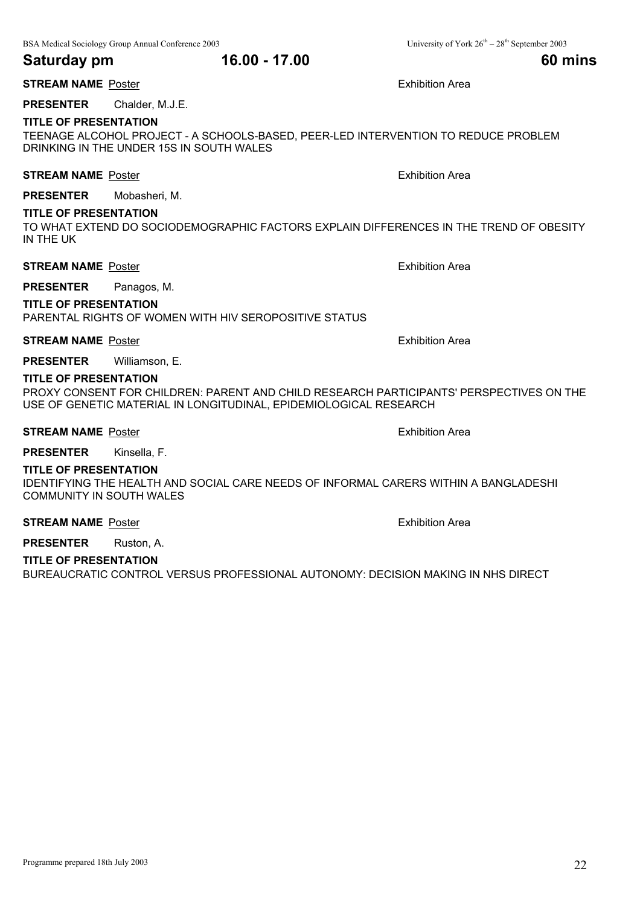## Saturday pm 16.00 - 17.00 60 mins

**STREAM NAME** Poster — Exhibition Area

**PRESENTER** Chalder, M.J.E.

**TITLE OF PRESENTATION**
TEENAGE ALCOHOL PROJECT - A SCHOOLS-BASED, PEER-LED INTERVENTION TO REDUCE PROBLEM DRINKING IN THE UNDER 15S IN SOUTH WALES

**STREAM NAME** Poster — Exhibition Area

**PRESENTER** Mobasheri, M.

**TITLE OF PRESENTATION**
TO WHAT EXTEND DO SOCIODEMOGRAPHIC FACTORS EXPLAIN DIFFERENCES IN THE TREND OF OBESITY IN THE UK

**STREAM NAME** Poster — Exhibition Area

**PRESENTER** Panagos, M.

**TITLE OF PRESENTATION**
PARENTAL RIGHTS OF WOMEN WITH HIV SEROPOSITIVE STATUS

**STREAM NAME** Poster — Exhibition Area

**PRESENTER** Williamson, E.

**TITLE OF PRESENTATION**
PROXY CONSENT FOR CHILDREN: PARENT AND CHILD RESEARCH PARTICIPANTS' PERSPECTIVES ON THE USE OF GENETIC MATERIAL IN LONGITUDINAL, EPIDEMIOLOGICAL RESEARCH

**STREAM NAME** Poster — Exhibition Area

**PRESENTER** Kinsella, F.

**TITLE OF PRESENTATION**
IDENTIFYING THE HEALTH AND SOCIAL CARE NEEDS OF INFORMAL CARERS WITHIN A BANGLADESHI COMMUNITY IN SOUTH WALES

**STREAM NAME** Poster — Exhibition Area

**PRESENTER** Ruston, A.

**TITLE OF PRESENTATION**
BUREAUCRATIC CONTROL VERSUS PROFESSIONAL AUTONOMY: DECISION MAKING IN NHS DIRECT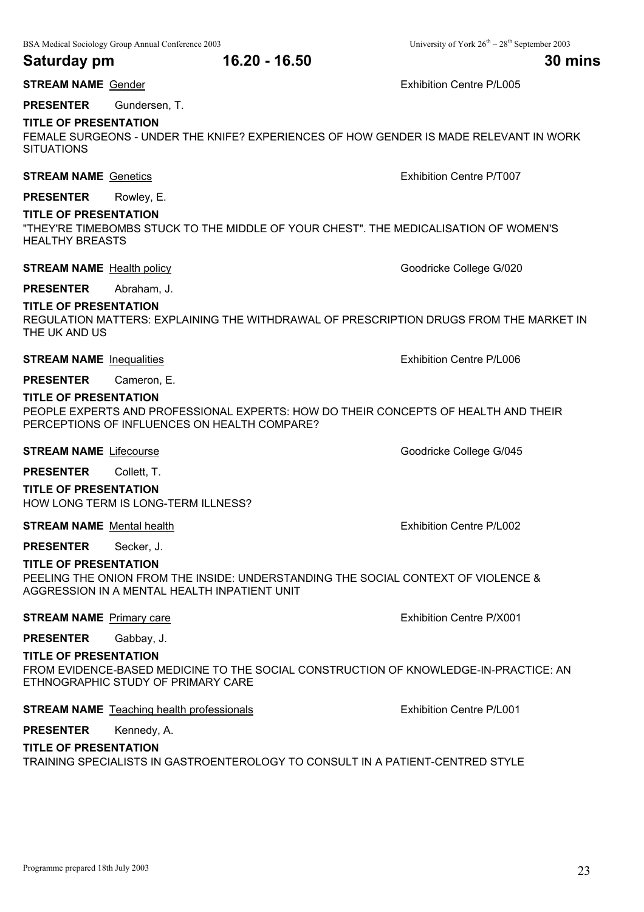## Saturday pm 16.20 - 16.50 30 mins

**STREAM NAME** Gender — Exhibition Centre P/L005

**PRESENTER** Gundersen, T.

**TITLE OF PRESENTATION**
FEMALE SURGEONS - UNDER THE KNIFE? EXPERIENCES OF HOW GENDER IS MADE RELEVANT IN WORK SITUATIONS

**STREAM NAME** Genetics — Exhibition Centre P/T007

**PRESENTER** Rowley, E.

**TITLE OF PRESENTATION**
"THEY'RE TIMEBOMBS STUCK TO THE MIDDLE OF YOUR CHEST". THE MEDICALISATION OF WOMEN'S HEALTHY BREASTS

**STREAM NAME** Health policy — Goodricke College G/020

**PRESENTER** Abraham, J.

**TITLE OF PRESENTATION**
REGULATION MATTERS: EXPLAINING THE WITHDRAWAL OF PRESCRIPTION DRUGS FROM THE MARKET IN THE UK AND US

**STREAM NAME** Inequalities — Exhibition Centre P/L006

**PRESENTER** Cameron, E.

**TITLE OF PRESENTATION**
PEOPLE EXPERTS AND PROFESSIONAL EXPERTS: HOW DO THEIR CONCEPTS OF HEALTH AND THEIR PERCEPTIONS OF INFLUENCES ON HEALTH COMPARE?

**STREAM NAME** Lifecourse — Goodricke College G/045

**PRESENTER** Collett, T.

**TITLE OF PRESENTATION**
HOW LONG TERM IS LONG-TERM ILLNESS?

**STREAM NAME** Mental health — Exhibition Centre P/L002

**PRESENTER** Secker, J.

**TITLE OF PRESENTATION**
PEELING THE ONION FROM THE INSIDE: UNDERSTANDING THE SOCIAL CONTEXT OF VIOLENCE & AGGRESSION IN A MENTAL HEALTH INPATIENT UNIT

**STREAM NAME** Primary care — Exhibition Centre P/X001

**PRESENTER** Gabbay, J.

**TITLE OF PRESENTATION**
FROM EVIDENCE-BASED MEDICINE TO THE SOCIAL CONSTRUCTION OF KNOWLEDGE-IN-PRACTICE: AN ETHNOGRAPHIC STUDY OF PRIMARY CARE

**STREAM NAME** Teaching health professionals — Exhibition Centre P/L001

**PRESENTER** Kennedy, A.

**TITLE OF PRESENTATION**
TRAINING SPECIALISTS IN GASTROENTEROLOGY TO CONSULT IN A PATIENT-CENTRED STYLE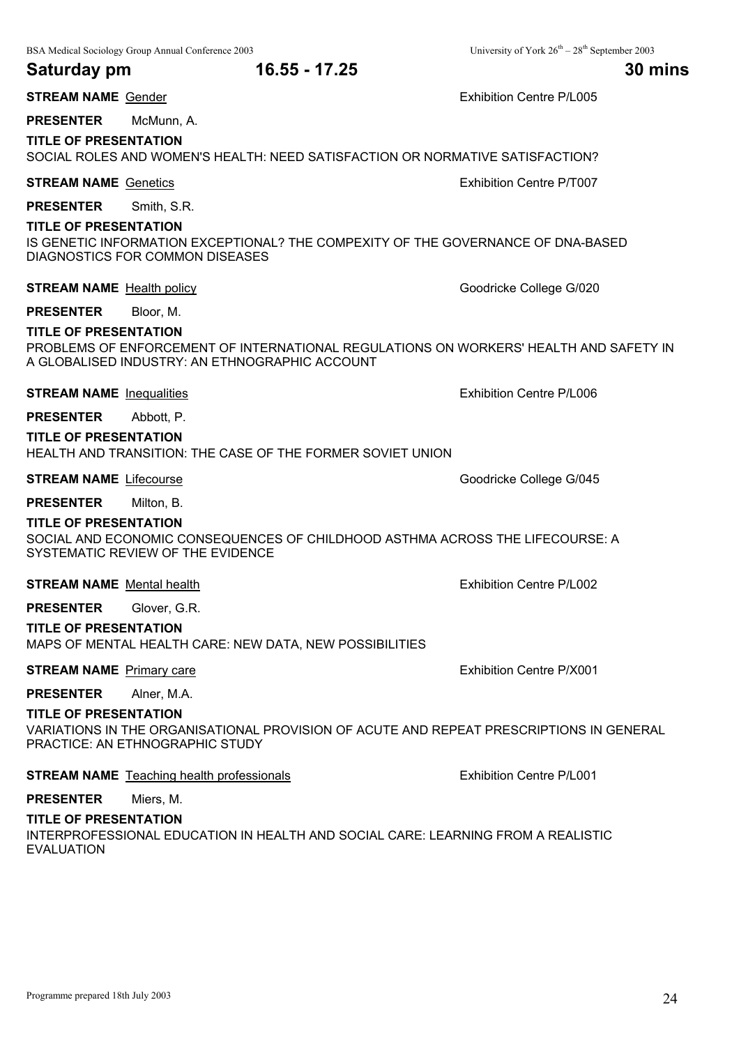## Saturday pm 16.55 - 17.25 30 mins

**STREAM NAME** Gender Exhibition Centre P/L005

**PRESENTER** McMunn, A.

**TITLE OF PRESENTATION**
SOCIAL ROLES AND WOMEN'S HEALTH: NEED SATISFACTION OR NORMATIVE SATISFACTION?

**STREAM NAME** Genetics Exhibition Centre P/T007

**PRESENTER** Smith, S.R.

**TITLE OF PRESENTATION**
IS GENETIC INFORMATION EXCEPTIONAL? THE COMPEXITY OF THE GOVERNANCE OF DNA-BASED DIAGNOSTICS FOR COMMON DISEASES

**STREAM NAME** Health policy Goodricke College G/020

**PRESENTER** Bloor, M.

**TITLE OF PRESENTATION**
PROBLEMS OF ENFORCEMENT OF INTERNATIONAL REGULATIONS ON WORKERS' HEALTH AND SAFETY IN A GLOBALISED INDUSTRY: AN ETHNOGRAPHIC ACCOUNT

**STREAM NAME** Inequalities Exhibition Centre P/L006

**PRESENTER** Abbott, P.

**TITLE OF PRESENTATION**
HEALTH AND TRANSITION: THE CASE OF THE FORMER SOVIET UNION

**STREAM NAME** Lifecourse Goodricke College G/045

**PRESENTER** Milton, B.

**TITLE OF PRESENTATION**
SOCIAL AND ECONOMIC CONSEQUENCES OF CHILDHOOD ASTHMA ACROSS THE LIFECOURSE: A SYSTEMATIC REVIEW OF THE EVIDENCE

**STREAM NAME** Mental health Exhibition Centre P/L002

**PRESENTER** Glover, G.R.

**TITLE OF PRESENTATION**
MAPS OF MENTAL HEALTH CARE: NEW DATA, NEW POSSIBILITIES

**STREAM NAME** Primary care Exhibition Centre P/X001

**PRESENTER** Alner, M.A.

**TITLE OF PRESENTATION**
VARIATIONS IN THE ORGANISATIONAL PROVISION OF ACUTE AND REPEAT PRESCRIPTIONS IN GENERAL PRACTICE: AN ETHNOGRAPHIC STUDY

**STREAM NAME** Teaching health professionals Exhibition Centre P/L001

**PRESENTER** Miers, M.

**TITLE OF PRESENTATION**
INTERPROFESSIONAL EDUCATION IN HEALTH AND SOCIAL CARE: LEARNING FROM A REALISTIC EVALUATION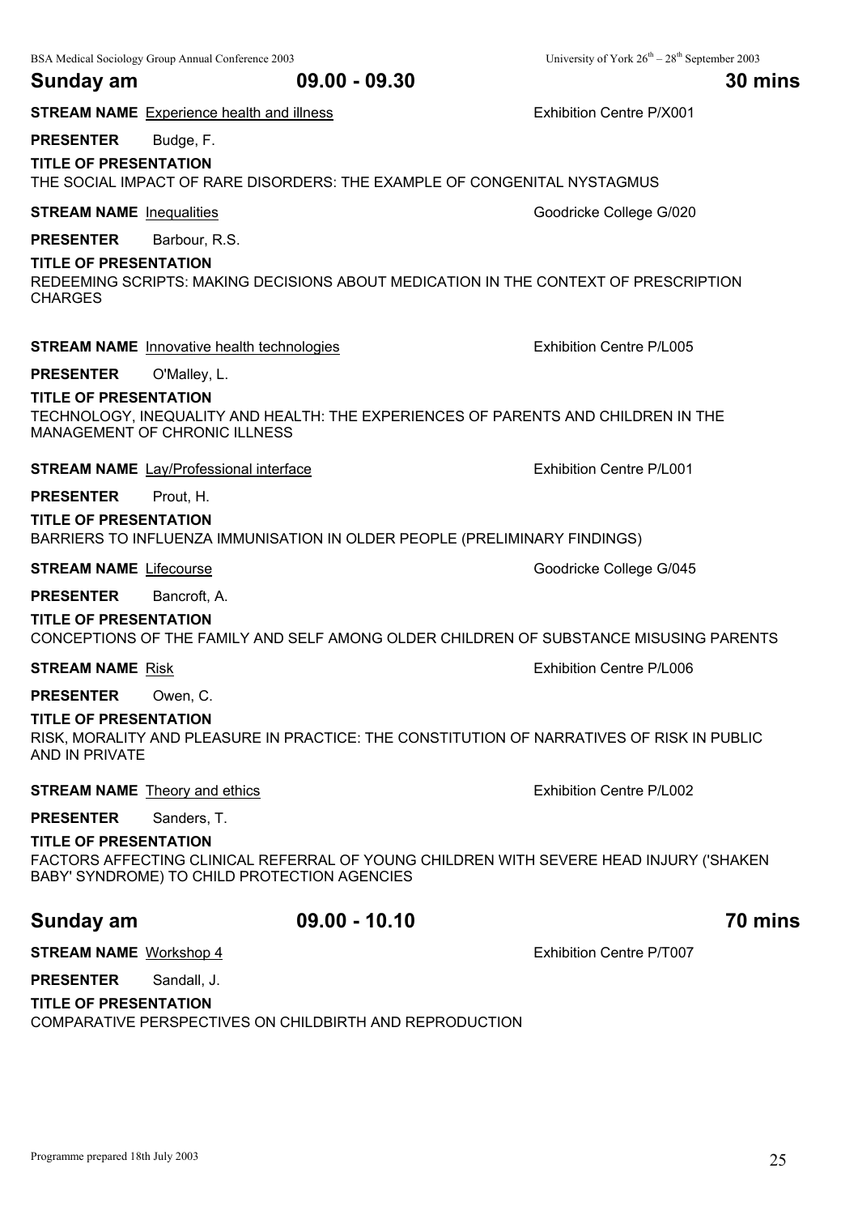## Sunday am 09.00 - 09.30 30 mins

**STREAM NAME** Experience health and illness — Exhibition Centre P/X001

**PRESENTER** Budge, F.

**TITLE OF PRESENTATION**
THE SOCIAL IMPACT OF RARE DISORDERS: THE EXAMPLE OF CONGENITAL NYSTAGMUS

**STREAM NAME** Inequalities — Goodricke College G/020

**PRESENTER** Barbour, R.S.

**TITLE OF PRESENTATION**
REDEEMING SCRIPTS: MAKING DECISIONS ABOUT MEDICATION IN THE CONTEXT OF PRESCRIPTION CHARGES

**STREAM NAME** Innovative health technologies — Exhibition Centre P/L005

**PRESENTER** O'Malley, L.

**TITLE OF PRESENTATION**
TECHNOLOGY, INEQUALITY AND HEALTH: THE EXPERIENCES OF PARENTS AND CHILDREN IN THE MANAGEMENT OF CHRONIC ILLNESS

**STREAM NAME** Lay/Professional interface — Exhibition Centre P/L001

**PRESENTER** Prout, H.

**TITLE OF PRESENTATION**
BARRIERS TO INFLUENZA IMMUNISATION IN OLDER PEOPLE (PRELIMINARY FINDINGS)

**STREAM NAME** Lifecourse — Goodricke College G/045

**PRESENTER** Bancroft, A.

**TITLE OF PRESENTATION**
CONCEPTIONS OF THE FAMILY AND SELF AMONG OLDER CHILDREN OF SUBSTANCE MISUSING PARENTS

**STREAM NAME** Risk — Exhibition Centre P/L006

**PRESENTER** Owen, C.

**TITLE OF PRESENTATION**
RISK, MORALITY AND PLEASURE IN PRACTICE: THE CONSTITUTION OF NARRATIVES OF RISK IN PUBLIC AND IN PRIVATE

**STREAM NAME** Theory and ethics — Exhibition Centre P/L002

**PRESENTER** Sanders, T.

**TITLE OF PRESENTATION**
FACTORS AFFECTING CLINICAL REFERRAL OF YOUNG CHILDREN WITH SEVERE HEAD INJURY ('SHAKEN BABY' SYNDROME) TO CHILD PROTECTION AGENCIES

## Sunday am 09.00 - 10.10 70 mins

**STREAM NAME** Workshop 4 — Exhibition Centre P/T007

**PRESENTER** Sandall, J.

**TITLE OF PRESENTATION**
COMPARATIVE PERSPECTIVES ON CHILDBIRTH AND REPRODUCTION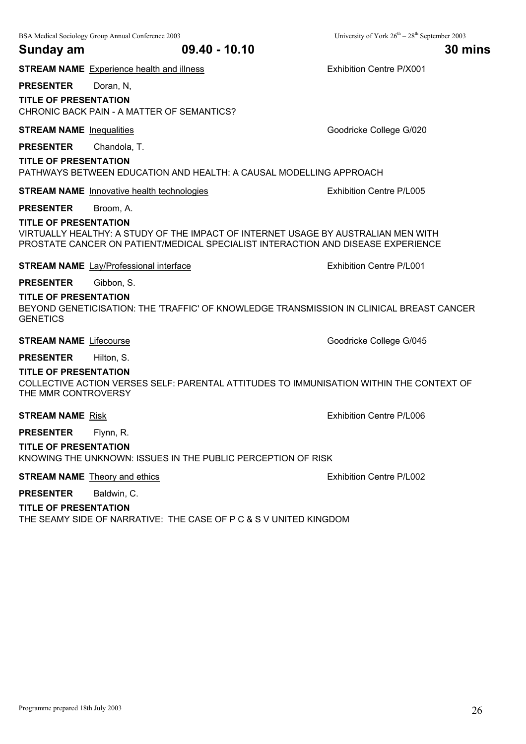## Sunday am 09.40 - 10.10 30 mins

**STREAM NAME** Experience health and illness — Exhibition Centre P/X001

**PRESENTER** Doran, N,

**TITLE OF PRESENTATION**
CHRONIC BACK PAIN - A MATTER OF SEMANTICS?

**STREAM NAME** Inequalities — Goodricke College G/020

**PRESENTER** Chandola, T.

**TITLE OF PRESENTATION**
PATHWAYS BETWEEN EDUCATION AND HEALTH: A CAUSAL MODELLING APPROACH

**STREAM NAME** Innovative health technologies — Exhibition Centre P/L005

**PRESENTER** Broom, A.

**TITLE OF PRESENTATION**
VIRTUALLY HEALTHY: A STUDY OF THE IMPACT OF INTERNET USAGE BY AUSTRALIAN MEN WITH PROSTATE CANCER ON PATIENT/MEDICAL SPECIALIST INTERACTION AND DISEASE EXPERIENCE

**STREAM NAME** Lay/Professional interface — Exhibition Centre P/L001

**PRESENTER** Gibbon, S.

**TITLE OF PRESENTATION**
BEYOND GENETICISATION: THE 'TRAFFIC' OF KNOWLEDGE TRANSMISSION IN CLINICAL BREAST CANCER GENETICS

**STREAM NAME** Lifecourse — Goodricke College G/045

**PRESENTER** Hilton, S.

**TITLE OF PRESENTATION**
COLLECTIVE ACTION VERSES SELF: PARENTAL ATTITUDES TO IMMUNISATION WITHIN THE CONTEXT OF THE MMR CONTROVERSY

**STREAM NAME** Risk — Exhibition Centre P/L006

**PRESENTER** Flynn, R.

**TITLE OF PRESENTATION**
KNOWING THE UNKNOWN: ISSUES IN THE PUBLIC PERCEPTION OF RISK

**STREAM NAME** Theory and ethics — Exhibition Centre P/L002

**PRESENTER** Baldwin, C.

**TITLE OF PRESENTATION**
THE SEAMY SIDE OF NARRATIVE: THE CASE OF P C & S V UNITED KINGDOM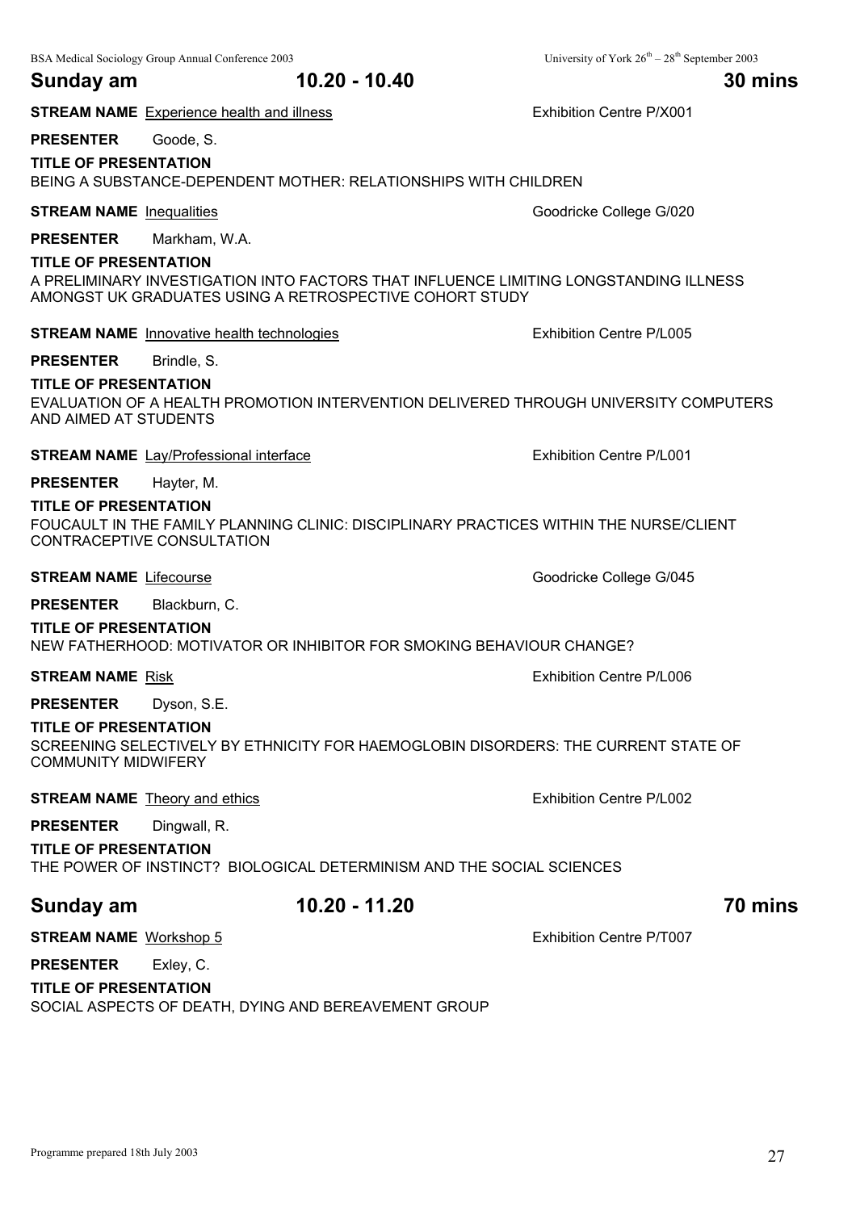## Sunday am 10.20 - 10.40 30 mins

**STREAM NAME** Experience health and illness — Exhibition Centre P/X001

**PRESENTER** Goode, S.

**TITLE OF PRESENTATION**
BEING A SUBSTANCE-DEPENDENT MOTHER: RELATIONSHIPS WITH CHILDREN

**STREAM NAME** Inequalities — Goodricke College G/020

**PRESENTER** Markham, W.A.

**TITLE OF PRESENTATION**
A PRELIMINARY INVESTIGATION INTO FACTORS THAT INFLUENCE LIMITING LONGSTANDING ILLNESS AMONGST UK GRADUATES USING A RETROSPECTIVE COHORT STUDY

**STREAM NAME** Innovative health technologies — Exhibition Centre P/L005

**PRESENTER** Brindle, S.

**TITLE OF PRESENTATION**
EVALUATION OF A HEALTH PROMOTION INTERVENTION DELIVERED THROUGH UNIVERSITY COMPUTERS AND AIMED AT STUDENTS

**STREAM NAME** Lay/Professional interface — Exhibition Centre P/L001

**PRESENTER** Hayter, M.

**TITLE OF PRESENTATION**
FOUCAULT IN THE FAMILY PLANNING CLINIC: DISCIPLINARY PRACTICES WITHIN THE NURSE/CLIENT CONTRACEPTIVE CONSULTATION

**STREAM NAME** Lifecourse — Goodricke College G/045

**PRESENTER** Blackburn, C.

**TITLE OF PRESENTATION**
NEW FATHERHOOD: MOTIVATOR OR INHIBITOR FOR SMOKING BEHAVIOUR CHANGE?

**STREAM NAME** Risk — Exhibition Centre P/L006

**PRESENTER** Dyson, S.E.

**TITLE OF PRESENTATION**
SCREENING SELECTIVELY BY ETHNICITY FOR HAEMOGLOBIN DISORDERS: THE CURRENT STATE OF COMMUNITY MIDWIFERY

**STREAM NAME** Theory and ethics — Exhibition Centre P/L002

**PRESENTER** Dingwall, R.

**TITLE OF PRESENTATION**
THE POWER OF INSTINCT? BIOLOGICAL DETERMINISM AND THE SOCIAL SCIENCES

## Sunday am 10.20 - 11.20 70 mins

**STREAM NAME** Workshop 5 — Exhibition Centre P/T007

**PRESENTER** Exley, C.

**TITLE OF PRESENTATION**
SOCIAL ASPECTS OF DEATH, DYING AND BEREAVEMENT GROUP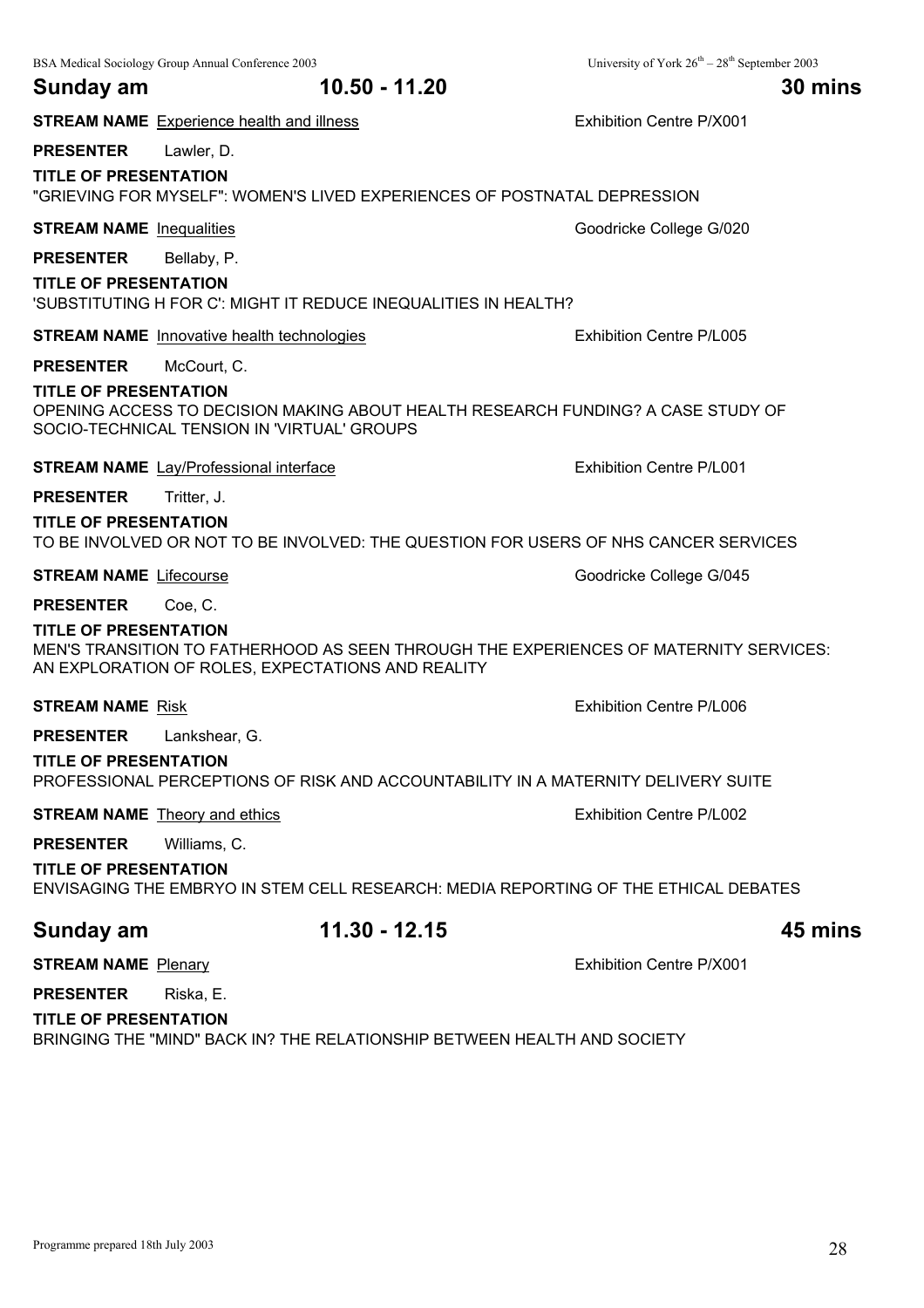## Sunday am 10.50 - 11.20 30 mins

**STREAM NAME** Experience health and illness — Exhibition Centre P/X001

**PRESENTER** Lawler, D.

**TITLE OF PRESENTATION**
"GRIEVING FOR MYSELF": WOMEN'S LIVED EXPERIENCES OF POSTNATAL DEPRESSION

**STREAM NAME** Inequalities — Goodricke College G/020

**PRESENTER** Bellaby, P.

**TITLE OF PRESENTATION**
'SUBSTITUTING H FOR C': MIGHT IT REDUCE INEQUALITIES IN HEALTH?

**STREAM NAME** Innovative health technologies — Exhibition Centre P/L005

**PRESENTER** McCourt, C.

**TITLE OF PRESENTATION**
OPENING ACCESS TO DECISION MAKING ABOUT HEALTH RESEARCH FUNDING? A CASE STUDY OF SOCIO-TECHNICAL TENSION IN 'VIRTUAL' GROUPS

**STREAM NAME** Lay/Professional interface — Exhibition Centre P/L001

**PRESENTER** Tritter, J.

**TITLE OF PRESENTATION**
TO BE INVOLVED OR NOT TO BE INVOLVED: THE QUESTION FOR USERS OF NHS CANCER SERVICES

**STREAM NAME** Lifecourse — Goodricke College G/045

**PRESENTER** Coe, C.

**TITLE OF PRESENTATION**
MEN'S TRANSITION TO FATHERHOOD AS SEEN THROUGH THE EXPERIENCES OF MATERNITY SERVICES: AN EXPLORATION OF ROLES, EXPECTATIONS AND REALITY

**STREAM NAME** Risk — Exhibition Centre P/L006

**PRESENTER** Lankshear, G.

**TITLE OF PRESENTATION**
PROFESSIONAL PERCEPTIONS OF RISK AND ACCOUNTABILITY IN A MATERNITY DELIVERY SUITE

**STREAM NAME** Theory and ethics — Exhibition Centre P/L002

**PRESENTER** Williams, C.

**TITLE OF PRESENTATION**
ENVISAGING THE EMBRYO IN STEM CELL RESEARCH: MEDIA REPORTING OF THE ETHICAL DEBATES

## Sunday am 11.30 - 12.15 45 mins

**STREAM NAME** Plenary — Exhibition Centre P/X001

**PRESENTER** Riska, E.

**TITLE OF PRESENTATION**
BRINGING THE "MIND" BACK IN? THE RELATIONSHIP BETWEEN HEALTH AND SOCIETY

Programme prepared 18th July 2003